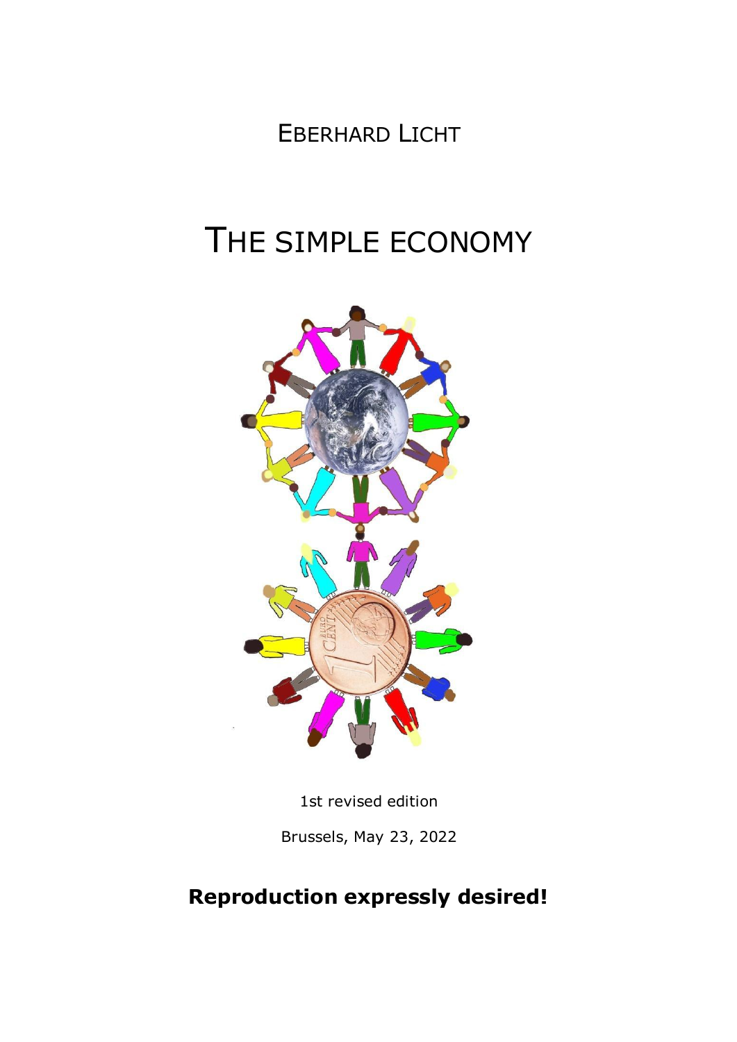EBERHARD LICHT

# THE SIMPLE ECONOMY

1st revised edition

Brussels, May 23, 2022

**Reproduction expressly desired!**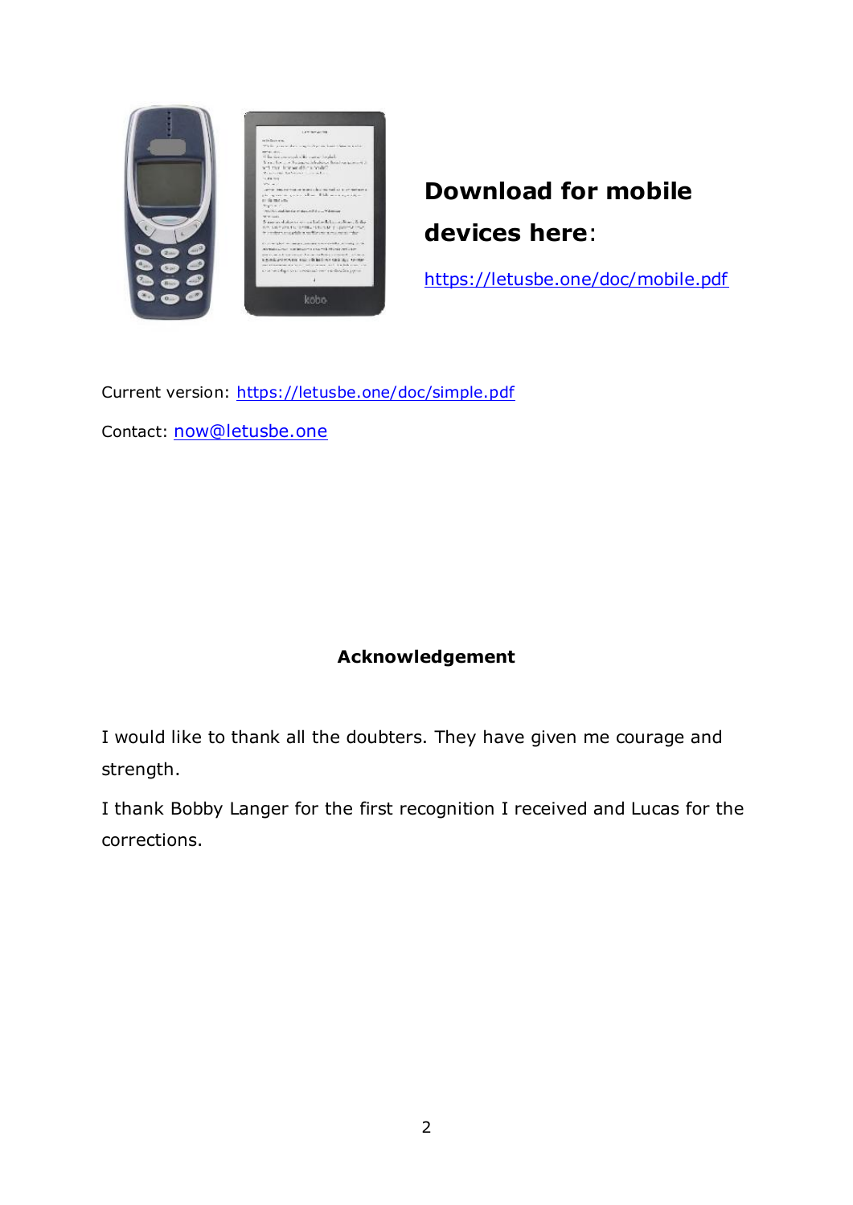**Download for mobile devices here**:

https://letusbe.one/doc/mobile.pdf

Current version: https://letusbe.one/doc/simple.pdf

Contact: now@letusbe.one

## Acknowledgement

I would like to thank all the doubters. They have given me courage and strength.

I thank Bobby Langer for the first recognition I received and Lucas for the corrections.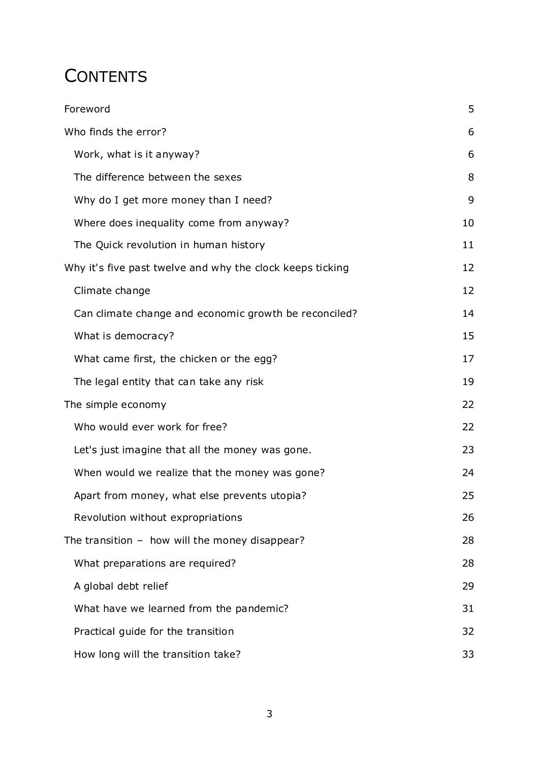# Contents

| | |
|---|---|
| Foreword | 5 |
| Who finds the error? | 6 |
| Work, what is it anyway? | 6 |
| The difference between the sexes | 8 |
| Why do I get more money than I need? | 9 |
| Where does inequality come from anyway? | 10 |
| The Quick revolution in human history | 11 |
| Why it's five past twelve and why the clock keeps ticking | 12 |
| Climate change | 12 |
| Can climate change and economic growth be reconciled? | 14 |
| What is democracy? | 15 |
| What came first, the chicken or the egg? | 17 |
| The legal entity that can take any risk | 19 |
| The simple economy | 22 |
| Who would ever work for free? | 22 |
| Let's just imagine that all the money was gone. | 23 |
| When would we realize that the money was gone? | 24 |
| Apart from money, what else prevents utopia? | 25 |
| Revolution without expropriations | 26 |
| The transition – how will the money disappear? | 28 |
| What preparations are required? | 28 |
| A global debt relief | 29 |
| What have we learned from the pandemic? | 31 |
| Practical guide for the transition | 32 |
| How long will the transition take? | 33 |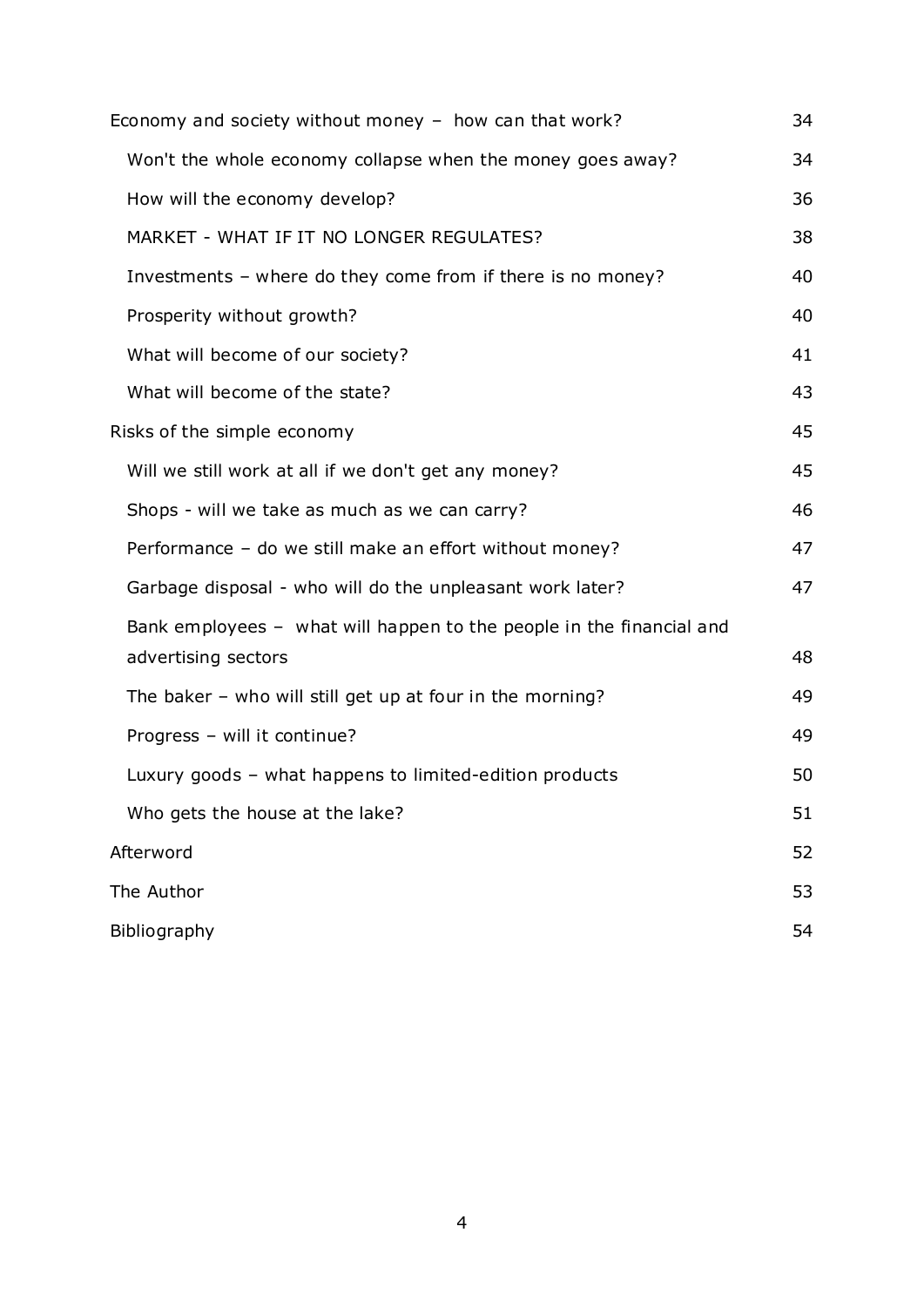| | |
|---|---|
| Economy and society without money – how can that work? | 34 |
| Won't the whole economy collapse when the money goes away? | 34 |
| How will the economy develop? | 36 |
| MARKET - WHAT IF IT NO LONGER REGULATES? | 38 |
| Investments – where do they come from if there is no money? | 40 |
| Prosperity without growth? | 40 |
| What will become of our society? | 41 |
| What will become of the state? | 43 |
| Risks of the simple economy | 45 |
| Will we still work at all if we don't get any money? | 45 |
| Shops - will we take as much as we can carry? | 46 |
| Performance – do we still make an effort without money? | 47 |
| Garbage disposal - who will do the unpleasant work later? | 47 |
| Bank employees – what will happen to the people in the financial and advertising sectors | 48 |
| The baker – who will still get up at four in the morning? | 49 |
| Progress – will it continue? | 49 |
| Luxury goods – what happens to limited-edition products | 50 |
| Who gets the house at the lake? | 51 |
| Afterword | 52 |
| The Author | 53 |
| Bibliography | 54 |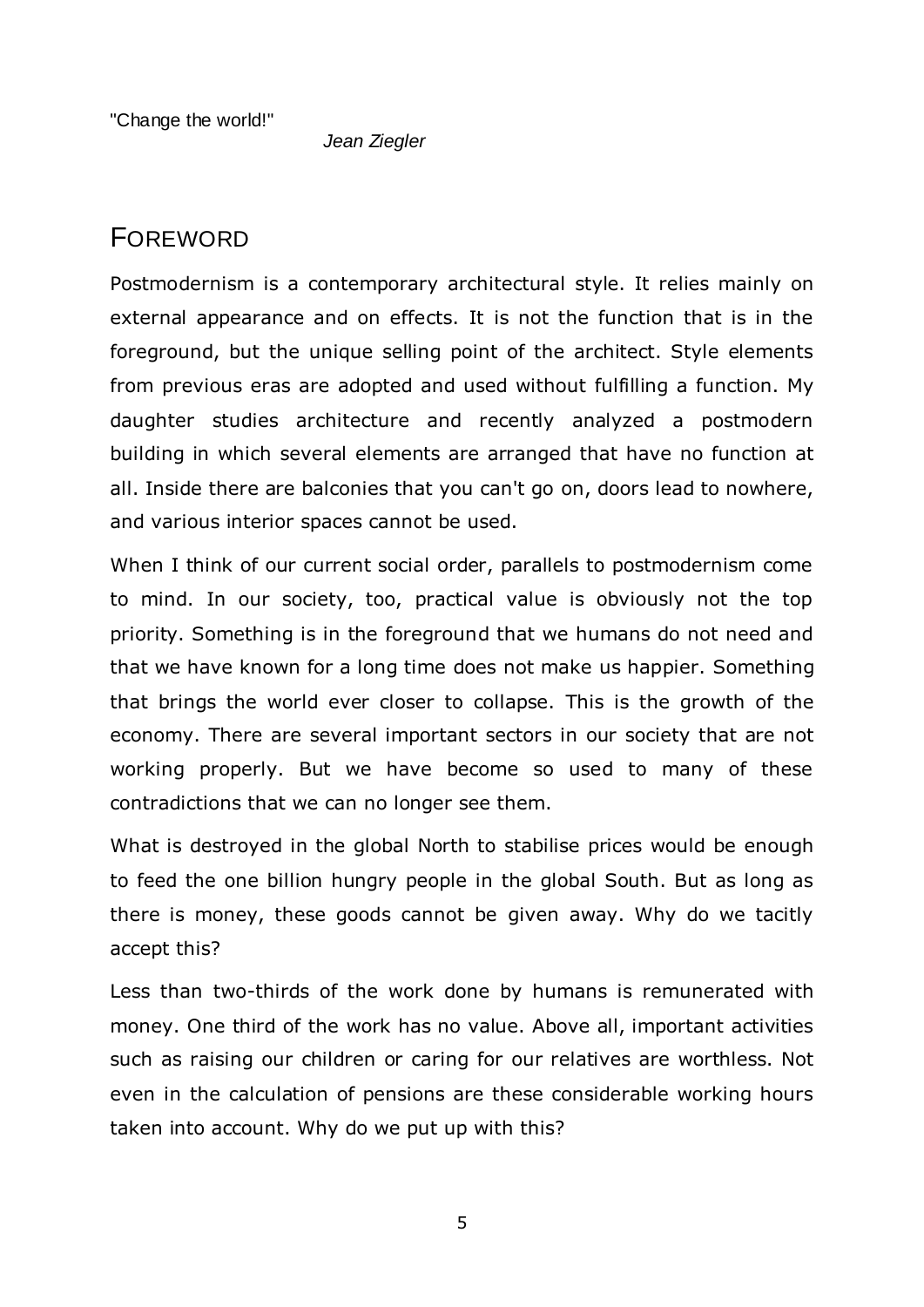"Change the world!"

*Jean Ziegler*

# Foreword

Postmodernism is a contemporary architectural style. It relies mainly on external appearance and on effects. It is not the function that is in the foreground, but the unique selling point of the architect. Style elements from previous eras are adopted and used without fulfilling a function. My daughter studies architecture and recently analyzed a postmodern building in which several elements are arranged that have no function at all. Inside there are balconies that you can't go on, doors lead to nowhere, and various interior spaces cannot be used.

When I think of our current social order, parallels to postmodernism come to mind. In our society, too, practical value is obviously not the top priority. Something is in the foreground that we humans do not need and that we have known for a long time does not make us happier. Something that brings the world ever closer to collapse. This is the growth of the economy. There are several important sectors in our society that are not working properly. But we have become so used to many of these contradictions that we can no longer see them.

What is destroyed in the global North to stabilise prices would be enough to feed the one billion hungry people in the global South. But as long as there is money, these goods cannot be given away. Why do we tacitly accept this?

Less than two-thirds of the work done by humans is remunerated with money. One third of the work has no value. Above all, important activities such as raising our children or caring for our relatives are worthless. Not even in the calculation of pensions are these considerable working hours taken into account. Why do we put up with this?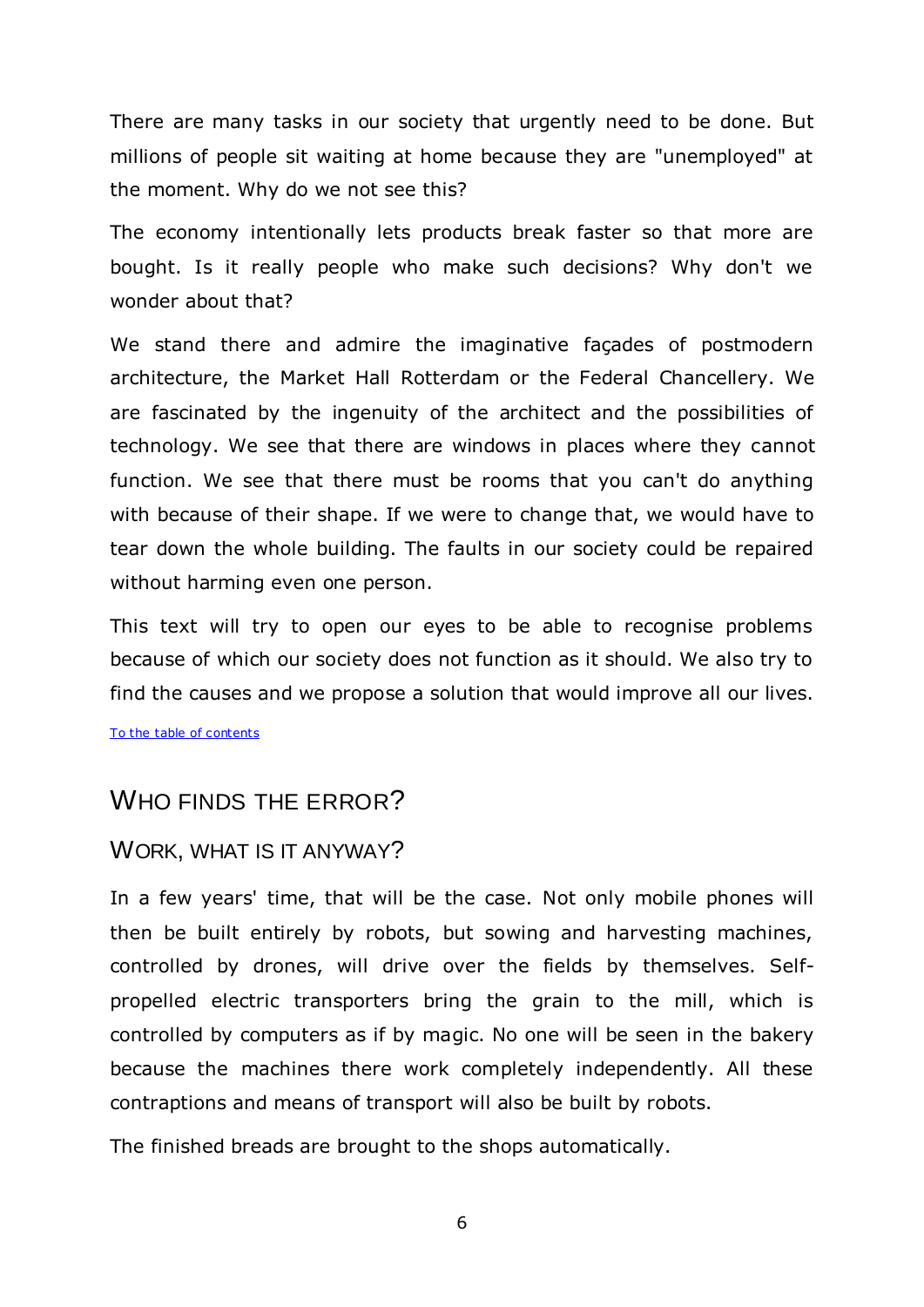There are many tasks in our society that urgently need to be done. But millions of people sit waiting at home because they are "unemployed" at the moment. Why do we not see this?

The economy intentionally lets products break faster so that more are bought. Is it really people who make such decisions? Why don't we wonder about that?

We stand there and admire the imaginative façades of postmodern architecture, the Market Hall Rotterdam or the Federal Chancellery. We are fascinated by the ingenuity of the architect and the possibilities of technology. We see that there are windows in places where they cannot function. We see that there must be rooms that you can't do anything with because of their shape. If we were to change that, we would have to tear down the whole building. The faults in our society could be repaired without harming even one person.

This text will try to open our eyes to be able to recognise problems because of which our society does not function as it should. We also try to find the causes and we propose a solution that would improve all our lives.

To the table of contents

# WHO FINDS THE ERROR?

## WORK, WHAT IS IT ANYWAY?

In a few years' time, that will be the case. Not only mobile phones will then be built entirely by robots, but sowing and harvesting machines, controlled by drones, will drive over the fields by themselves. Self-propelled electric transporters bring the grain to the mill, which is controlled by computers as if by magic. No one will be seen in the bakery because the machines there work completely independently. All these contraptions and means of transport will also be built by robots.

The finished breads are brought to the shops automatically.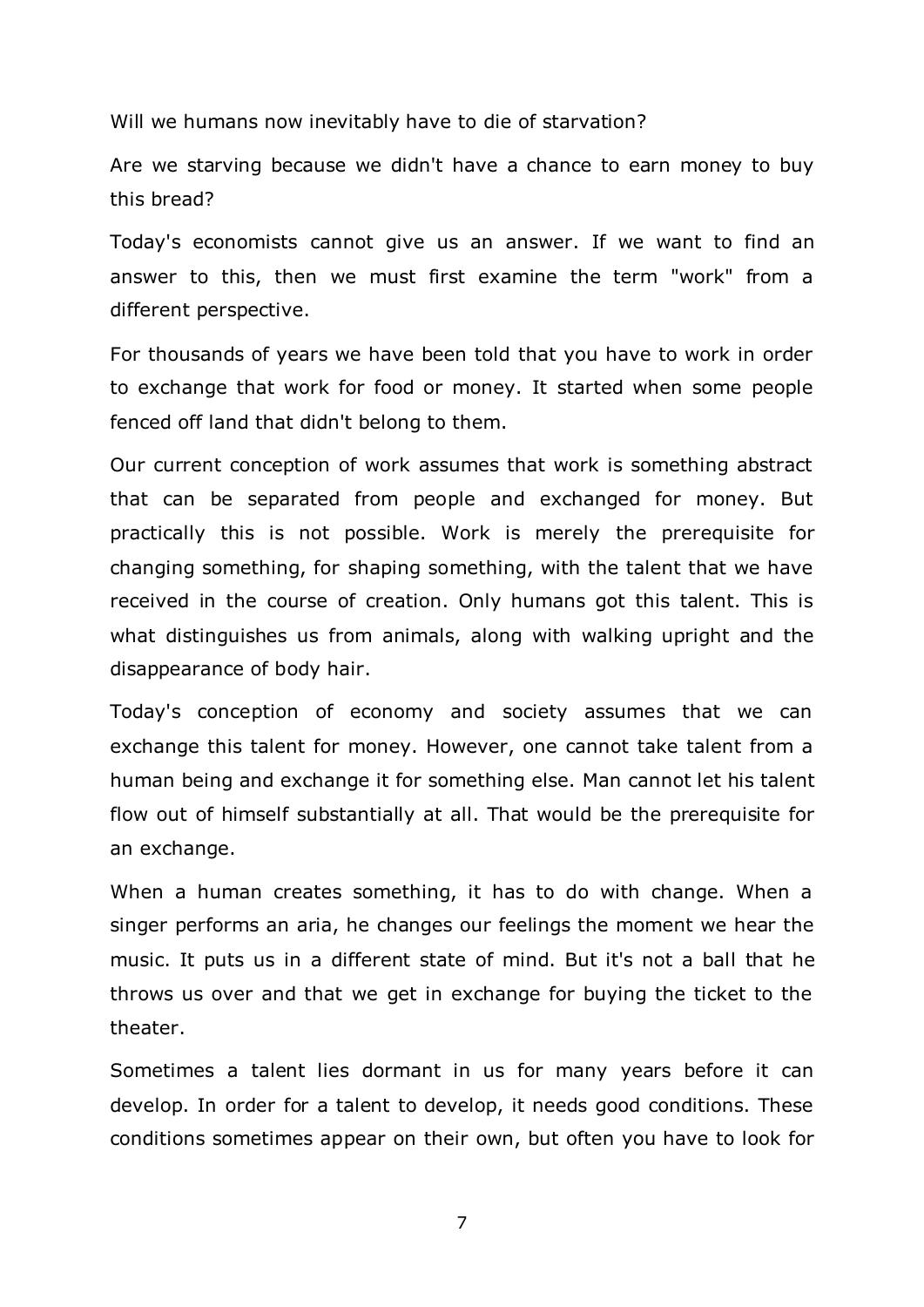Will we humans now inevitably have to die of starvation?

Are we starving because we didn't have a chance to earn money to buy this bread?

Today's economists cannot give us an answer. If we want to find an answer to this, then we must first examine the term "work" from a different perspective.

For thousands of years we have been told that you have to work in order to exchange that work for food or money. It started when some people fenced off land that didn't belong to them.

Our current conception of work assumes that work is something abstract that can be separated from people and exchanged for money. But practically this is not possible. Work is merely the prerequisite for changing something, for shaping something, with the talent that we have received in the course of creation. Only humans got this talent. This is what distinguishes us from animals, along with walking upright and the disappearance of body hair.

Today's conception of economy and society assumes that we can exchange this talent for money. However, one cannot take talent from a human being and exchange it for something else. Man cannot let his talent flow out of himself substantially at all. That would be the prerequisite for an exchange.

When a human creates something, it has to do with change. When a singer performs an aria, he changes our feelings the moment we hear the music. It puts us in a different state of mind. But it's not a ball that he throws us over and that we get in exchange for buying the ticket to the theater.

Sometimes a talent lies dormant in us for many years before it can develop. In order for a talent to develop, it needs good conditions. These conditions sometimes appear on their own, but often you have to look for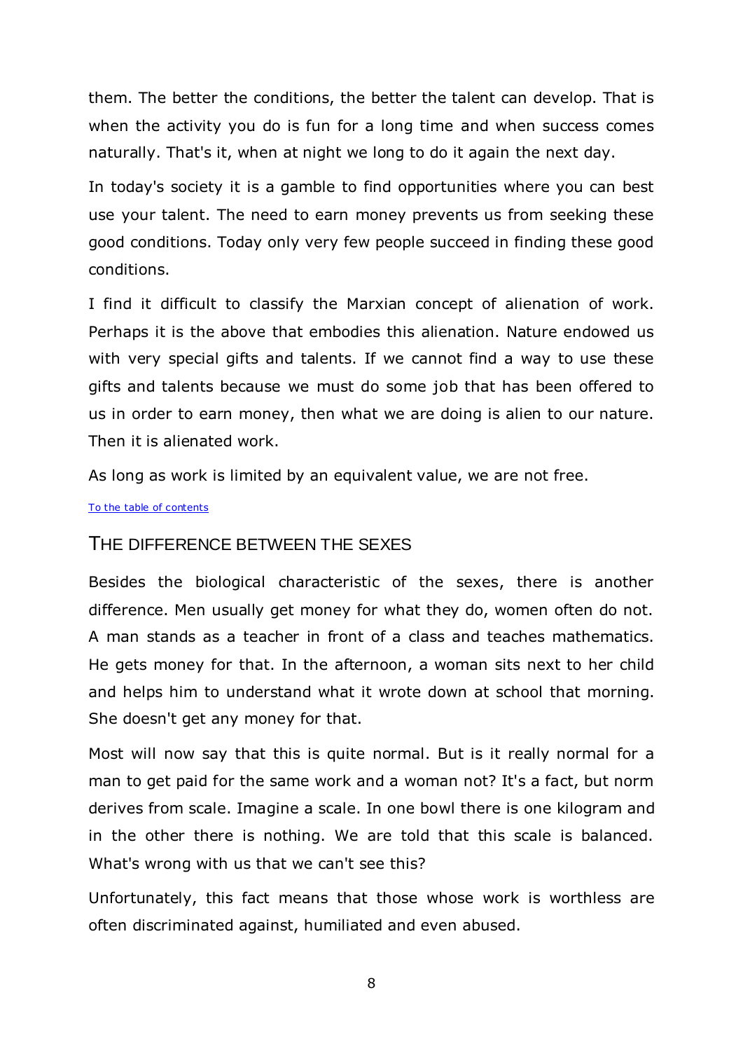them. The better the conditions, the better the talent can develop. That is when the activity you do is fun for a long time and when success comes naturally. That's it, when at night we long to do it again the next day.

In today's society it is a gamble to find opportunities where you can best use your talent. The need to earn money prevents us from seeking these good conditions. Today only very few people succeed in finding these good conditions.

I find it difficult to classify the Marxian concept of alienation of work. Perhaps it is the above that embodies this alienation. Nature endowed us with very special gifts and talents. If we cannot find a way to use these gifts and talents because we must do some job that has been offered to us in order to earn money, then what we are doing is alien to our nature. Then it is alienated work.

As long as work is limited by an equivalent value, we are not free.

To the table of contents

## THE DIFFERENCE BETWEEN THE SEXES

Besides the biological characteristic of the sexes, there is another difference. Men usually get money for what they do, women often do not. A man stands as a teacher in front of a class and teaches mathematics. He gets money for that. In the afternoon, a woman sits next to her child and helps him to understand what it wrote down at school that morning. She doesn't get any money for that.

Most will now say that this is quite normal. But is it really normal for a man to get paid for the same work and a woman not? It's a fact, but norm derives from scale. Imagine a scale. In one bowl there is one kilogram and in the other there is nothing. We are told that this scale is balanced. What's wrong with us that we can't see this?

Unfortunately, this fact means that those whose work is worthless are often discriminated against, humiliated and even abused.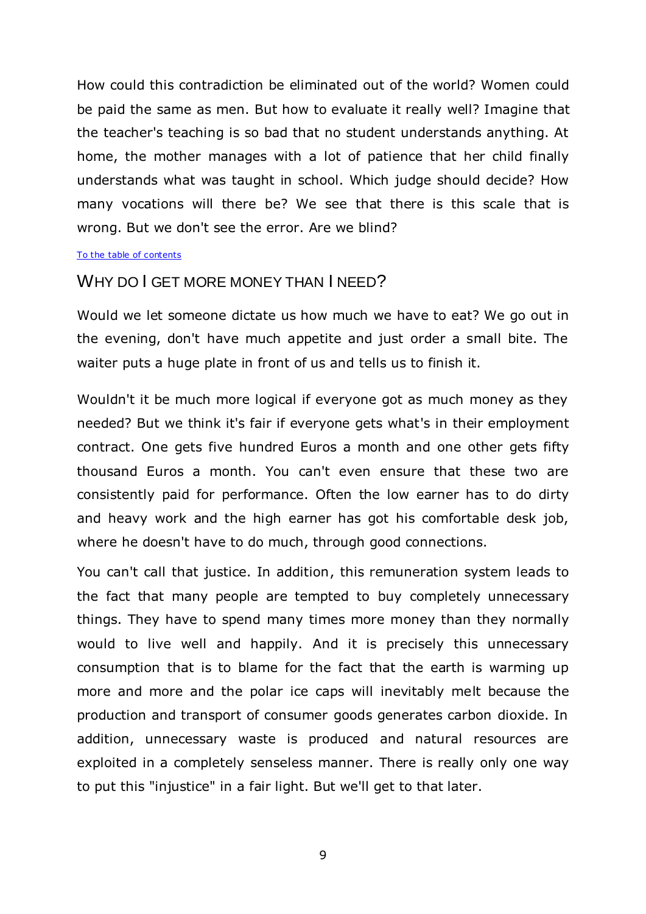How could this contradiction be eliminated out of the world? Women could be paid the same as men. But how to evaluate it really well? Imagine that the teacher's teaching is so bad that no student understands anything. At home, the mother manages with a lot of patience that her child finally understands what was taught in school. Which judge should decide? How many vocations will there be? We see that there is this scale that is wrong. But we don't see the error. Are we blind?

[To the table of contents]

## WHY DO I GET MORE MONEY THAN I NEED?

Would we let someone dictate us how much we have to eat? We go out in the evening, don't have much appetite and just order a small bite. The waiter puts a huge plate in front of us and tells us to finish it.

Wouldn't it be much more logical if everyone got as much money as they needed? But we think it's fair if everyone gets what's in their employment contract. One gets five hundred Euros a month and one other gets fifty thousand Euros a month. You can't even ensure that these two are consistently paid for performance. Often the low earner has to do dirty and heavy work and the high earner has got his comfortable desk job, where he doesn't have to do much, through good connections.

You can't call that justice. In addition, this remuneration system leads to the fact that many people are tempted to buy completely unnecessary things. They have to spend many times more money than they normally would to live well and happily. And it is precisely this unnecessary consumption that is to blame for the fact that the earth is warming up more and more and the polar ice caps will inevitably melt because the production and transport of consumer goods generates carbon dioxide. In addition, unnecessary waste is produced and natural resources are exploited in a completely senseless manner. There is really only one way to put this "injustice" in a fair light. But we'll get to that later.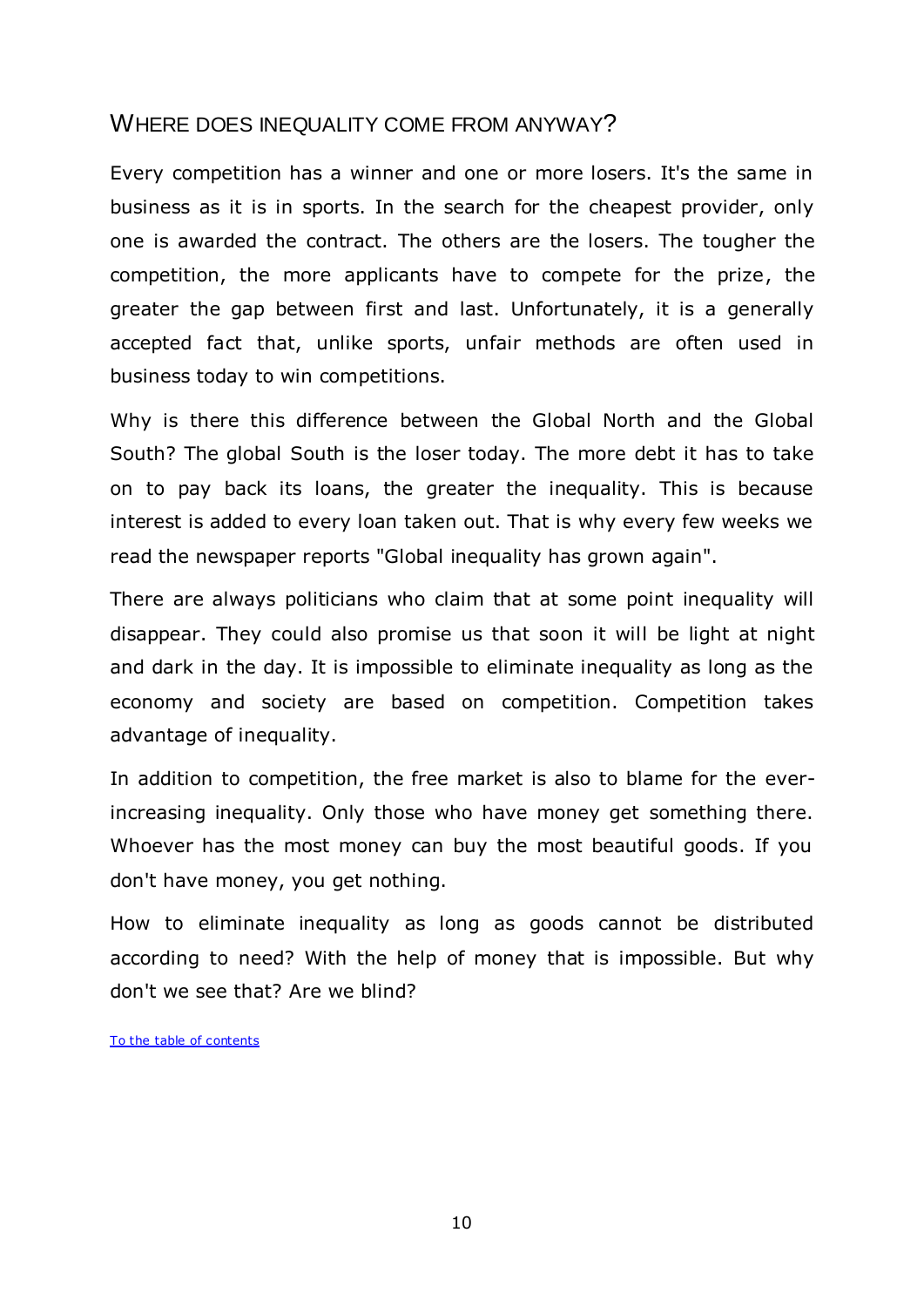## WHERE DOES INEQUALITY COME FROM ANYWAY?

Every competition has a winner and one or more losers. It's the same in business as it is in sports. In the search for the cheapest provider, only one is awarded the contract. The others are the losers. The tougher the competition, the more applicants have to compete for the prize, the greater the gap between first and last. Unfortunately, it is a generally accepted fact that, unlike sports, unfair methods are often used in business today to win competitions.

Why is there this difference between the Global North and the Global South? The global South is the loser today. The more debt it has to take on to pay back its loans, the greater the inequality. This is because interest is added to every loan taken out. That is why every few weeks we read the newspaper reports "Global inequality has grown again".

There are always politicians who claim that at some point inequality will disappear. They could also promise us that soon it will be light at night and dark in the day. It is impossible to eliminate inequality as long as the economy and society are based on competition. Competition takes advantage of inequality.

In addition to competition, the free market is also to blame for the ever-increasing inequality. Only those who have money get something there. Whoever has the most money can buy the most beautiful goods. If you don't have money, you get nothing.

How to eliminate inequality as long as goods cannot be distributed according to need? With the help of money that is impossible. But why don't we see that? Are we blind?

To the table of contents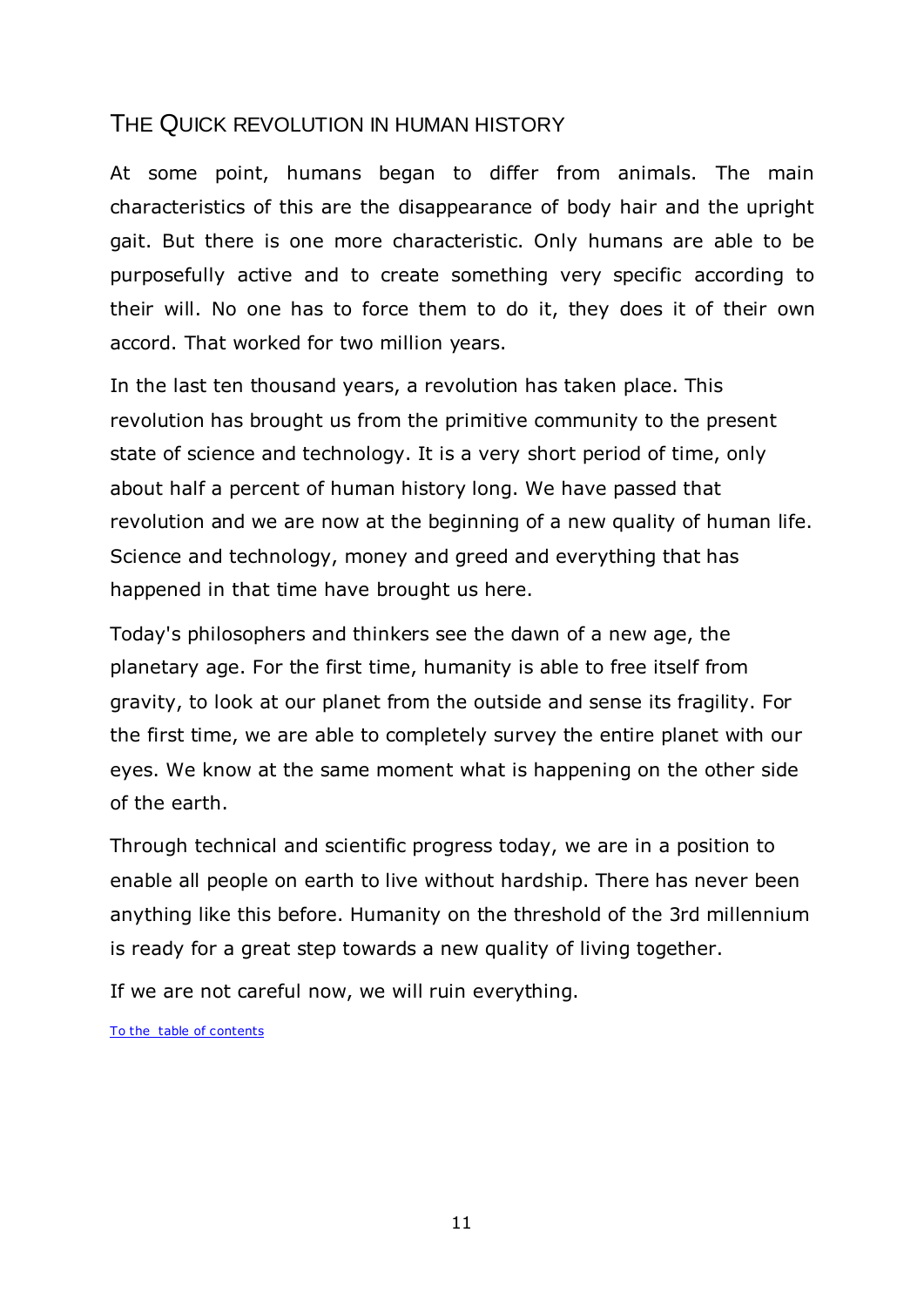## THE QUICK REVOLUTION IN HUMAN HISTORY

At some point, humans began to differ from animals. The main characteristics of this are the disappearance of body hair and the upright gait. But there is one more characteristic. Only humans are able to be purposefully active and to create something very specific according to their will. No one has to force them to do it, they does it of their own accord. That worked for two million years.

In the last ten thousand years, a revolution has taken place. This revolution has brought us from the primitive community to the present state of science and technology. It is a very short period of time, only about half a percent of human history long. We have passed that revolution and we are now at the beginning of a new quality of human life. Science and technology, money and greed and everything that has happened in that time have brought us here.

Today's philosophers and thinkers see the dawn of a new age, the planetary age. For the first time, humanity is able to free itself from gravity, to look at our planet from the outside and sense its fragility. For the first time, we are able to completely survey the entire planet with our eyes. We know at the same moment what is happening on the other side of the earth.

Through technical and scientific progress today, we are in a position to enable all people on earth to live without hardship. There has never been anything like this before. Humanity on the threshold of the 3rd millennium is ready for a great step towards a new quality of living together.

If we are not careful now, we will ruin everything.

To the table of contents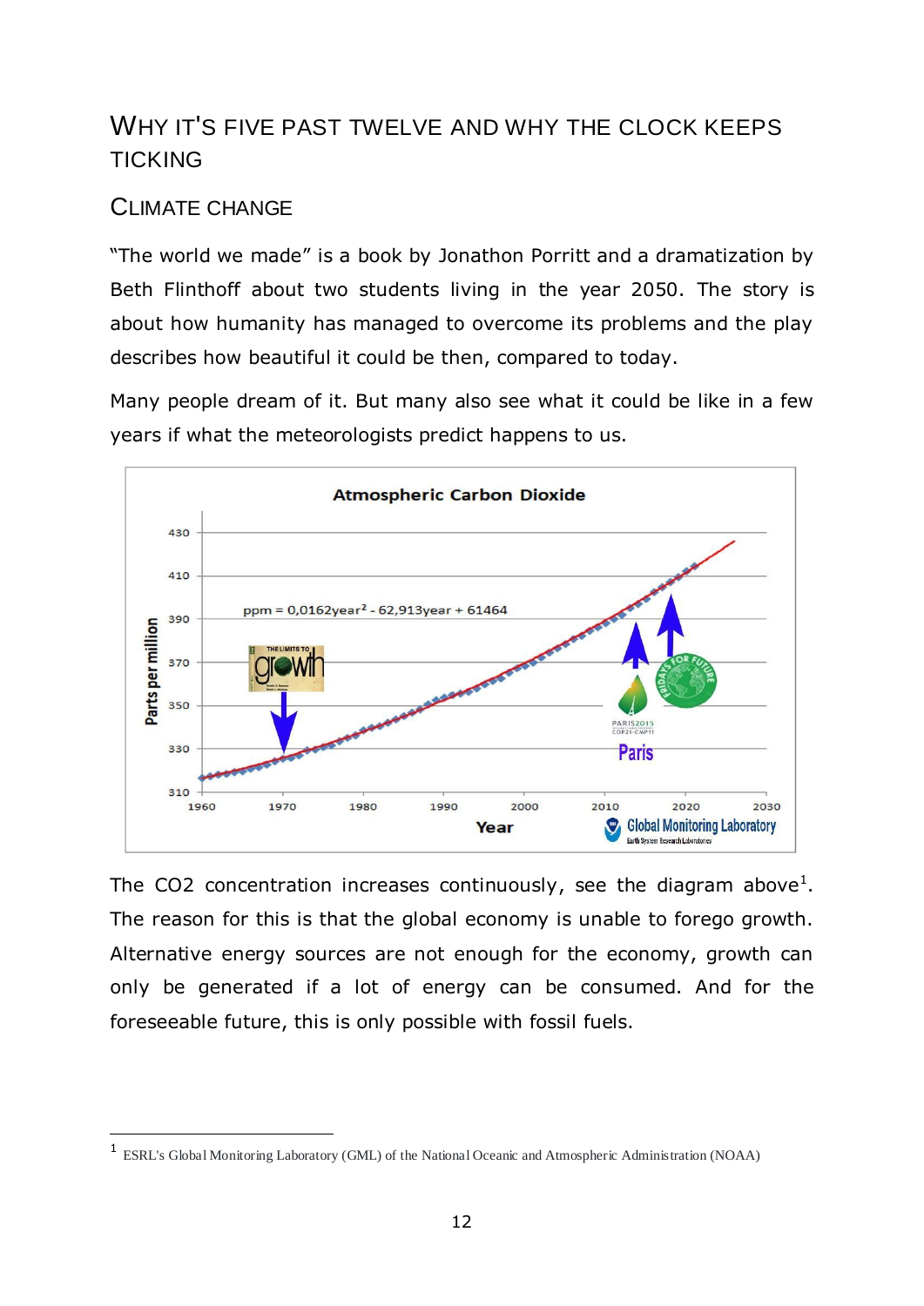## WHY IT'S FIVE PAST TWELVE AND WHY THE CLOCK KEEPS TICKING

### CLIMATE CHANGE

"The world we made" is a book by Jonathon Porritt and a dramatization by Beth Flinthoff about two students living in the year 2050. The story is about how humanity has managed to overcome its problems and the play describes how beautiful it could be then, compared to today.

Many people dream of it. But many also see what it could be like in a few years if what the meteorologists predict happens to us.

Atmospheric Carbon Dioxide

ppm = 0,0162year² - 62,913year + 61464

Parts per million

430
410
390
370
350
330
310

1960
1970
1980
1990
2000
2010
2020
2030

Year

THE LIMITS TO growth

PARIS2015 COP21·CMP11

Paris

FRIDAYS FOR FUTURE

Global Monitoring Laboratory

Earth System Research Laboratories

The CO2 concentration increases continuously, see the diagram above[1]. The reason for this is that the global economy is unable to forego growth. Alternative energy sources are not enough for the economy, growth can only be generated if a lot of energy can be consumed. And for the foreseeable future, this is only possible with fossil fuels.

---

[1] ESRL's Global Monitoring Laboratory (GML) of the National Oceanic and Atmospheric Administration (NOAA)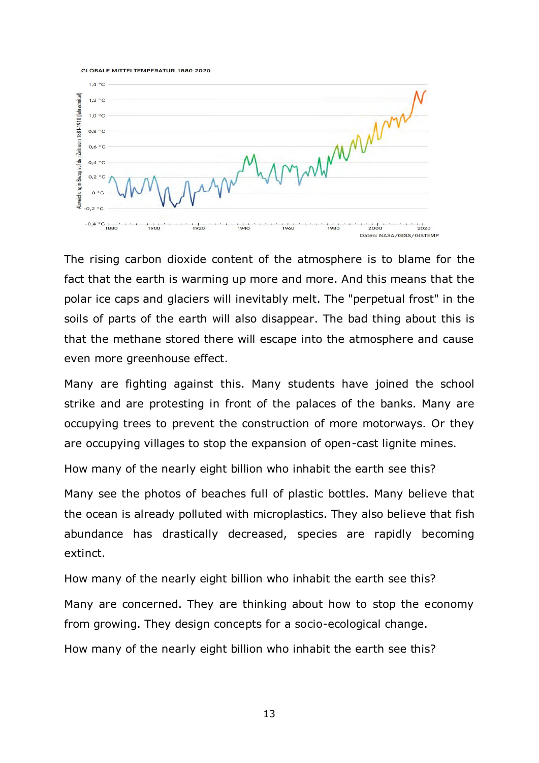GLOBALE MITTELTEMPERATUR 1880-2020

1,4 °C
1,2 °C
1,0 °C
0,8 °C
0,6 °C
0,4 °C
0,2 °C
0 °C
-0,2 °C
-0,4 °C

Abweichung in Bezug auf den Zeitraum 1881-1910 (Jahresmittel)

1880
1900
1920
1940
1960
1980
2000
2020

Daten: NASA/GISS/GISTEMP

The rising carbon dioxide content of the atmosphere is to blame for the fact that the earth is warming up more and more. And this means that the polar ice caps and glaciers will inevitably melt. The "perpetual frost" in the soils of parts of the earth will also disappear. The bad thing about this is that the methane stored there will escape into the atmosphere and cause even more greenhouse effect.

Many are fighting against this. Many students have joined the school strike and are protesting in front of the palaces of the banks. Many are occupying trees to prevent the construction of more motorways. Or they are occupying villages to stop the expansion of open-cast lignite mines.

How many of the nearly eight billion who inhabit the earth see this?

Many see the photos of beaches full of plastic bottles. Many believe that the ocean is already polluted with microplastics. They also believe that fish abundance has drastically decreased, species are rapidly becoming extinct.

How many of the nearly eight billion who inhabit the earth see this?

Many are concerned. They are thinking about how to stop the economy from growing. They design concepts for a socio-ecological change.

How many of the nearly eight billion who inhabit the earth see this?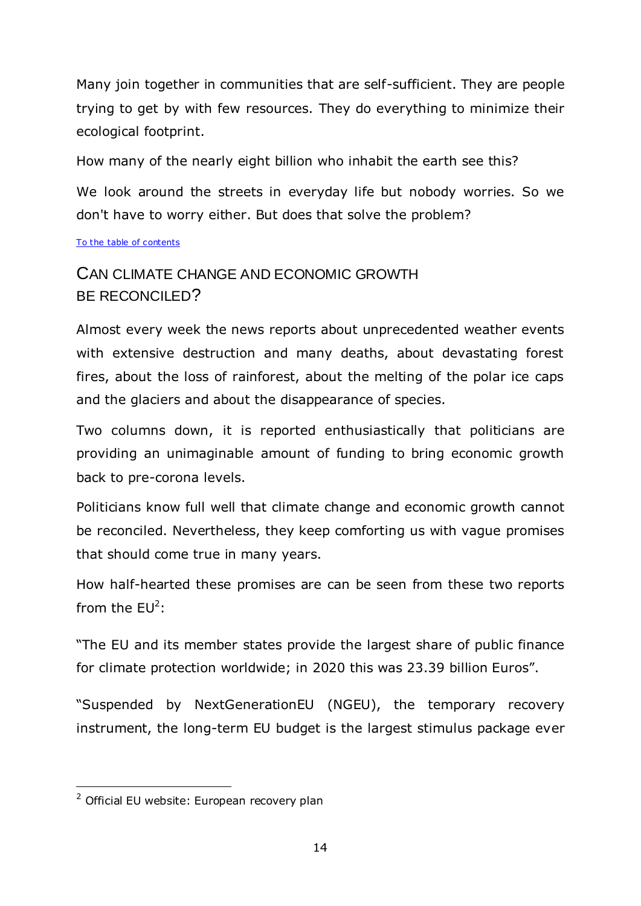Many join together in communities that are self-sufficient. They are people trying to get by with few resources. They do everything to minimize their ecological footprint.

How many of the nearly eight billion who inhabit the earth see this?

We look around the streets in everyday life but nobody worries. So we don't have to worry either. But does that solve the problem?

To the table of contents

## CAN CLIMATE CHANGE AND ECONOMIC GROWTH BE RECONCILED?

Almost every week the news reports about unprecedented weather events with extensive destruction and many deaths, about devastating forest fires, about the loss of rainforest, about the melting of the polar ice caps and the glaciers and about the disappearance of species.

Two columns down, it is reported enthusiastically that politicians are providing an unimaginable amount of funding to bring economic growth back to pre-corona levels.

Politicians know full well that climate change and economic growth cannot be reconciled. Nevertheless, they keep comforting us with vague promises that should come true in many years.

How half-hearted these promises are can be seen from these two reports from the EU[2]:

"The EU and its member states provide the largest share of public finance for climate protection worldwide; in 2020 this was 23.39 billion Euros".

"Suspended by NextGenerationEU (NGEU), the temporary recovery instrument, the long-term EU budget is the largest stimulus package ever

[2] Official EU website: European recovery plan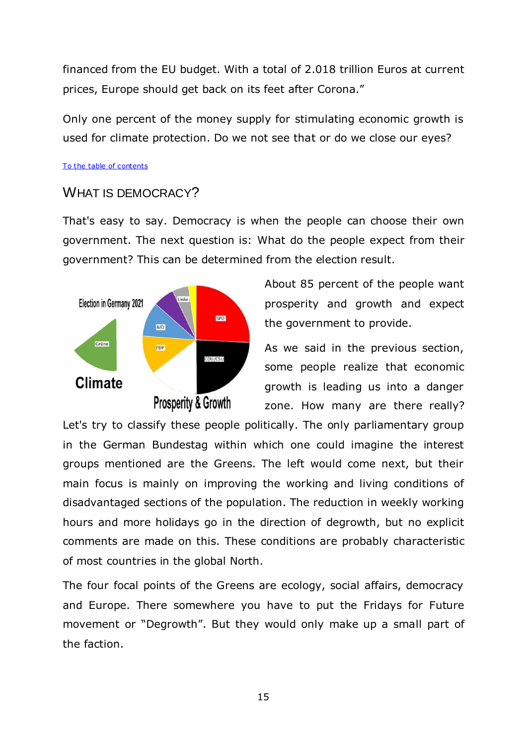financed from the EU budget. With a total of 2.018 trillion Euros at current prices, Europe should get back on its feet after Corona."

Only one percent of the money supply for stimulating economic growth is used for climate protection. Do we not see that or do we close our eyes?

[To the table of contents]

## WHAT IS DEMOCRACY?

That's easy to say. Democracy is when the people can choose their own government. The next question is: What do the people expect from their government? This can be determined from the election result.

Election in Germany 2021

Grüne

Climate

Linke

SPD

AfD

FDP

CDU/CSU

Prosperity & Growth

About 85 percent of the people want prosperity and growth and expect the government to provide.

As we said in the previous section, some people realize that economic growth is leading us into a danger zone. How many are there really? Let's try to classify these people politically. The only parliamentary group in the German Bundestag within which one could imagine the interest groups mentioned are the Greens. The left would come next, but their main focus is mainly on improving the working and living conditions of disadvantaged sections of the population. The reduction in weekly working hours and more holidays go in the direction of degrowth, but no explicit comments are made on this. These conditions are probably characteristic of most countries in the global North.

The four focal points of the Greens are ecology, social affairs, democracy and Europe. There somewhere you have to put the Fridays for Future movement or "Degrowth". But they would only make up a small part of the faction.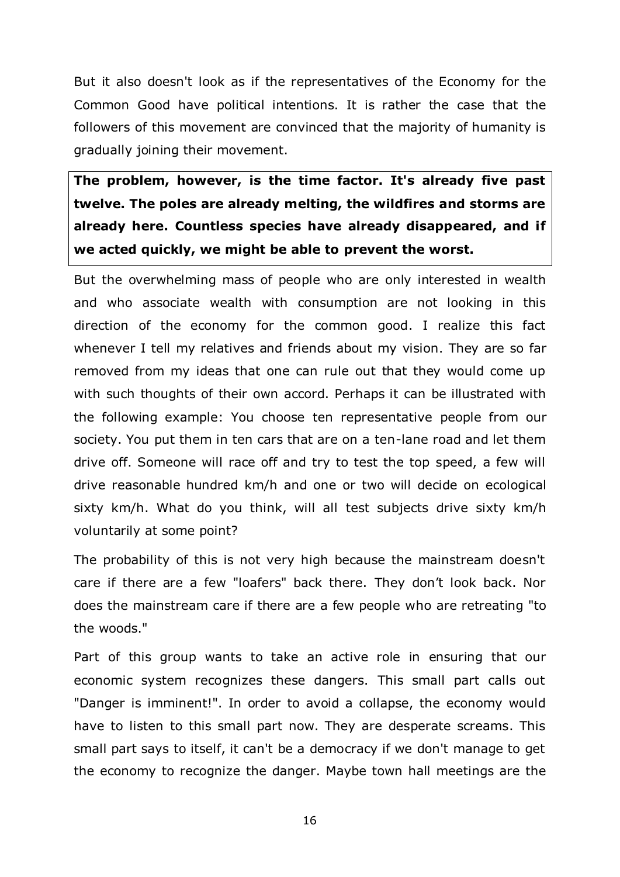But it also doesn't look as if the representatives of the Economy for the Common Good have political intentions. It is rather the case that the followers of this movement are convinced that the majority of humanity is gradually joining their movement.

**The problem, however, is the time factor. It's already five past twelve. The poles are already melting, the wildfires and storms are already here. Countless species have already disappeared, and if we acted quickly, we might be able to prevent the worst.**

But the overwhelming mass of people who are only interested in wealth and who associate wealth with consumption are not looking in this direction of the economy for the common good. I realize this fact whenever I tell my relatives and friends about my vision. They are so far removed from my ideas that one can rule out that they would come up with such thoughts of their own accord. Perhaps it can be illustrated with the following example: You choose ten representative people from our society. You put them in ten cars that are on a ten-lane road and let them drive off. Someone will race off and try to test the top speed, a few will drive reasonable hundred km/h and one or two will decide on ecological sixty km/h. What do you think, will all test subjects drive sixty km/h voluntarily at some point?

The probability of this is not very high because the mainstream doesn't care if there are a few "loafers" back there. They don't look back. Nor does the mainstream care if there are a few people who are retreating "to the woods."

Part of this group wants to take an active role in ensuring that our economic system recognizes these dangers. This small part calls out "Danger is imminent!". In order to avoid a collapse, the economy would have to listen to this small part now. They are desperate screams. This small part says to itself, it can't be a democracy if we don't manage to get the economy to recognize the danger. Maybe town hall meetings are the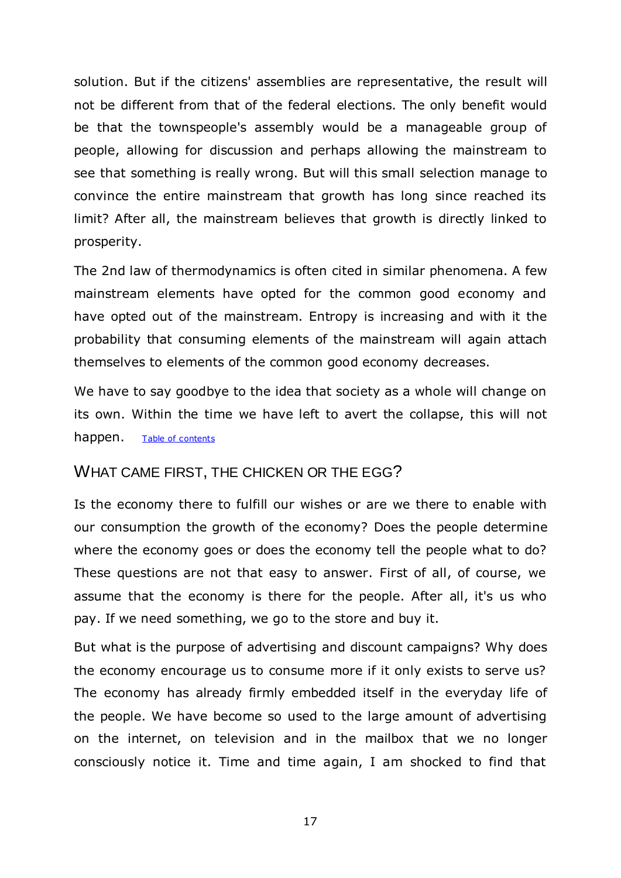solution. But if the citizens' assemblies are representative, the result will not be different from that of the federal elections. The only benefit would be that the townspeople's assembly would be a manageable group of people, allowing for discussion and perhaps allowing the mainstream to see that something is really wrong. But will this small selection manage to convince the entire mainstream that growth has long since reached its limit? After all, the mainstream believes that growth is directly linked to prosperity.

The 2nd law of thermodynamics is often cited in similar phenomena. A few mainstream elements have opted for the common good economy and have opted out of the mainstream. Entropy is increasing and with it the probability that consuming elements of the mainstream will again attach themselves to elements of the common good economy decreases.

We have to say goodbye to the idea that society as a whole will change on its own. Within the time we have left to avert the collapse, this will not happen. Table of contents

## WHAT CAME FIRST, THE CHICKEN OR THE EGG?

Is the economy there to fulfill our wishes or are we there to enable with our consumption the growth of the economy? Does the people determine where the economy goes or does the economy tell the people what to do? These questions are not that easy to answer. First of all, of course, we assume that the economy is there for the people. After all, it's us who pay. If we need something, we go to the store and buy it.

But what is the purpose of advertising and discount campaigns? Why does the economy encourage us to consume more if it only exists to serve us? The economy has already firmly embedded itself in the everyday life of the people. We have become so used to the large amount of advertising on the internet, on television and in the mailbox that we no longer consciously notice it. Time and time again, I am shocked to find that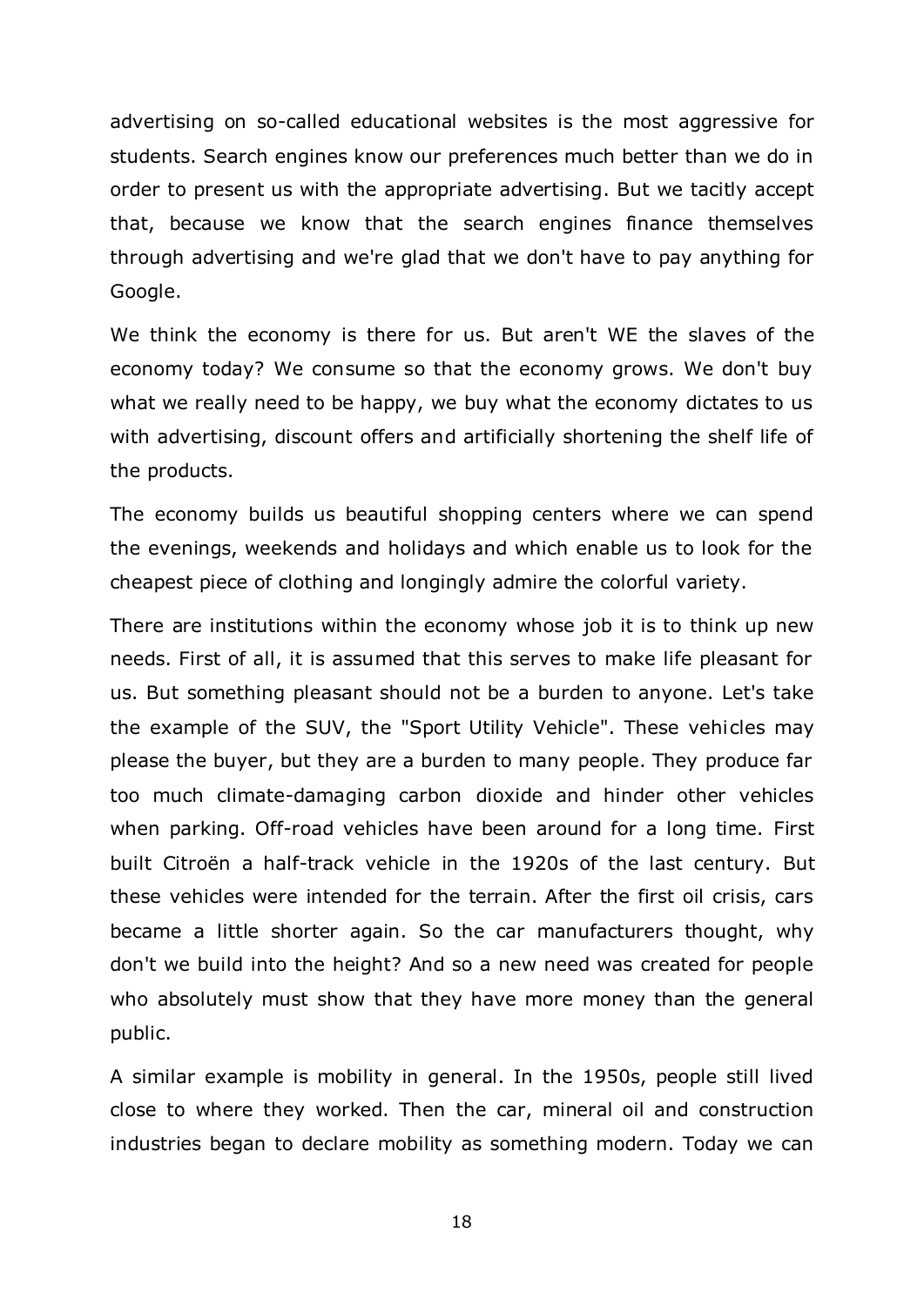advertising on so-called educational websites is the most aggressive for students. Search engines know our preferences much better than we do in order to present us with the appropriate advertising. But we tacitly accept that, because we know that the search engines finance themselves through advertising and we're glad that we don't have to pay anything for Google.

We think the economy is there for us. But aren't WE the slaves of the economy today? We consume so that the economy grows. We don't buy what we really need to be happy, we buy what the economy dictates to us with advertising, discount offers and artificially shortening the shelf life of the products.

The economy builds us beautiful shopping centers where we can spend the evenings, weekends and holidays and which enable us to look for the cheapest piece of clothing and longingly admire the colorful variety.

There are institutions within the economy whose job it is to think up new needs. First of all, it is assumed that this serves to make life pleasant for us. But something pleasant should not be a burden to anyone. Let's take the example of the SUV, the "Sport Utility Vehicle". These vehicles may please the buyer, but they are a burden to many people. They produce far too much climate-damaging carbon dioxide and hinder other vehicles when parking. Off-road vehicles have been around for a long time. First built Citroën a half-track vehicle in the 1920s of the last century. But these vehicles were intended for the terrain. After the first oil crisis, cars became a little shorter again. So the car manufacturers thought, why don't we build into the height? And so a new need was created for people who absolutely must show that they have more money than the general public.

A similar example is mobility in general. In the 1950s, people still lived close to where they worked. Then the car, mineral oil and construction industries began to declare mobility as something modern. Today we can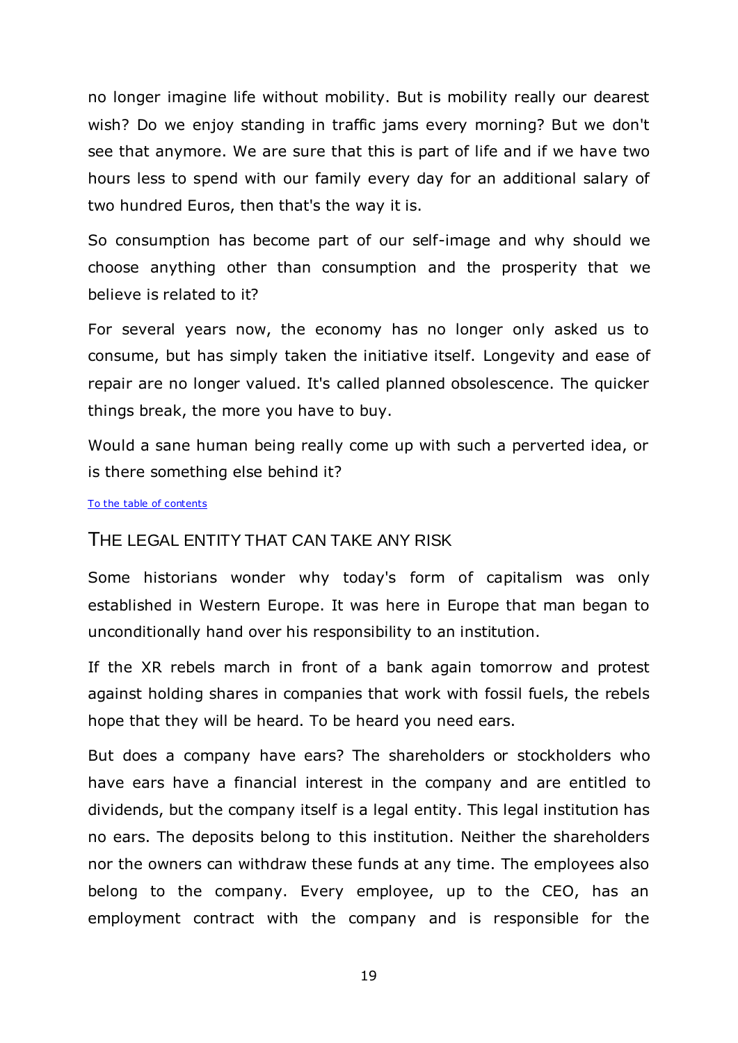no longer imagine life without mobility. But is mobility really our dearest wish? Do we enjoy standing in traffic jams every morning? But we don't see that anymore. We are sure that this is part of life and if we have two hours less to spend with our family every day for an additional salary of two hundred Euros, then that's the way it is.

So consumption has become part of our self-image and why should we choose anything other than consumption and the prosperity that we believe is related to it?

For several years now, the economy has no longer only asked us to consume, but has simply taken the initiative itself. Longevity and ease of repair are no longer valued. It's called planned obsolescence. The quicker things break, the more you have to buy.

Would a sane human being really come up with such a perverted idea, or is there something else behind it?

To the table of contents

## THE LEGAL ENTITY THAT CAN TAKE ANY RISK

Some historians wonder why today's form of capitalism was only established in Western Europe. It was here in Europe that man began to unconditionally hand over his responsibility to an institution.

If the XR rebels march in front of a bank again tomorrow and protest against holding shares in companies that work with fossil fuels, the rebels hope that they will be heard. To be heard you need ears.

But does a company have ears? The shareholders or stockholders who have ears have a financial interest in the company and are entitled to dividends, but the company itself is a legal entity. This legal institution has no ears. The deposits belong to this institution. Neither the shareholders nor the owners can withdraw these funds at any time. The employees also belong to the company. Every employee, up to the CEO, has an employment contract with the company and is responsible for the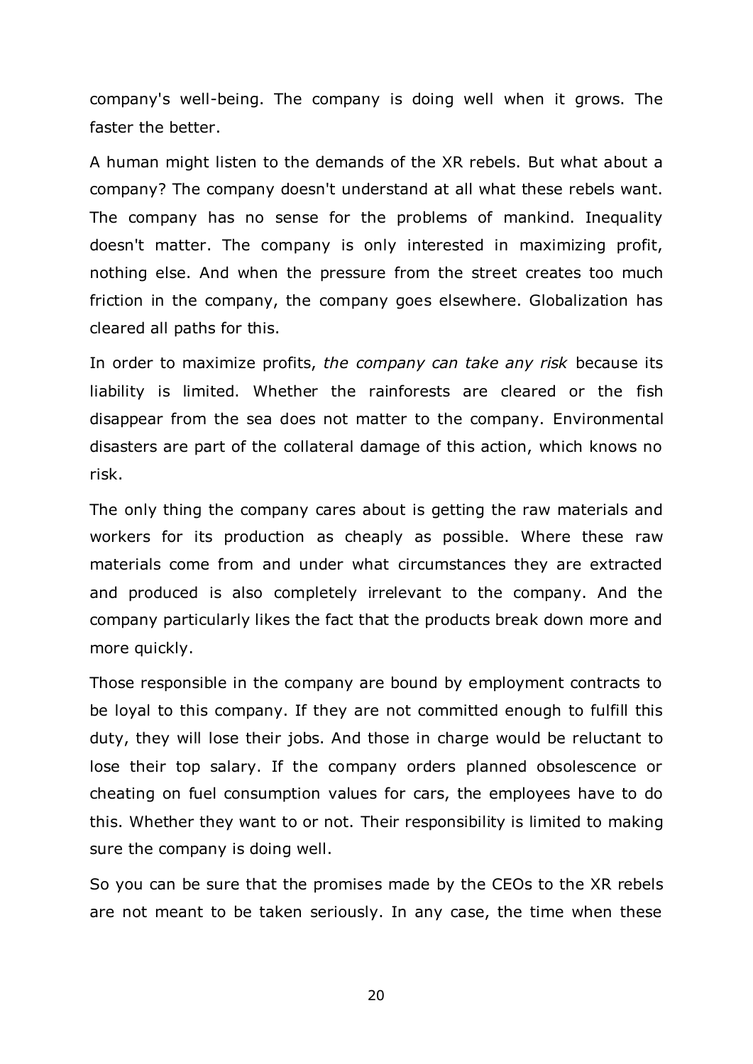company's well-being. The company is doing well when it grows. The faster the better.

A human might listen to the demands of the XR rebels. But what about a company? The company doesn't understand at all what these rebels want. The company has no sense for the problems of mankind. Inequality doesn't matter. The company is only interested in maximizing profit, nothing else. And when the pressure from the street creates too much friction in the company, the company goes elsewhere. Globalization has cleared all paths for this.

In order to maximize profits, *the company can take any risk* because its liability is limited. Whether the rainforests are cleared or the fish disappear from the sea does not matter to the company. Environmental disasters are part of the collateral damage of this action, which knows no risk.

The only thing the company cares about is getting the raw materials and workers for its production as cheaply as possible. Where these raw materials come from and under what circumstances they are extracted and produced is also completely irrelevant to the company. And the company particularly likes the fact that the products break down more and more quickly.

Those responsible in the company are bound by employment contracts to be loyal to this company. If they are not committed enough to fulfill this duty, they will lose their jobs. And those in charge would be reluctant to lose their top salary. If the company orders planned obsolescence or cheating on fuel consumption values for cars, the employees have to do this. Whether they want to or not. Their responsibility is limited to making sure the company is doing well.

So you can be sure that the promises made by the CEOs to the XR rebels are not meant to be taken seriously. In any case, the time when these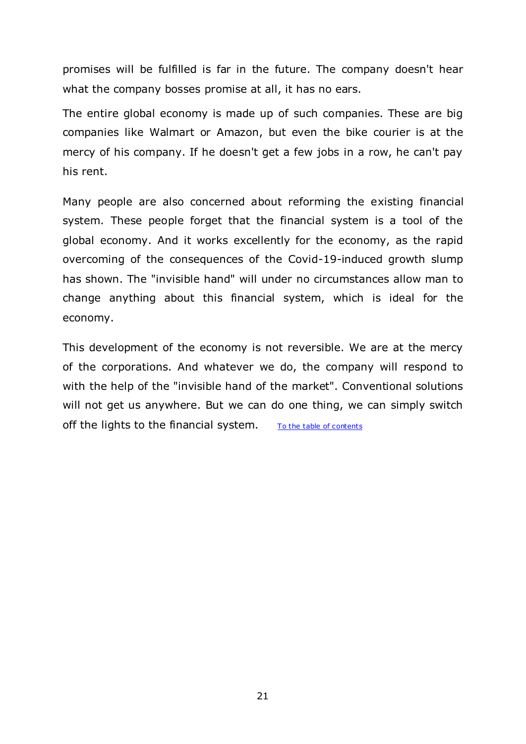promises will be fulfilled is far in the future. The company doesn't hear what the company bosses promise at all, it has no ears.

The entire global economy is made up of such companies. These are big companies like Walmart or Amazon, but even the bike courier is at the mercy of his company. If he doesn't get a few jobs in a row, he can't pay his rent.

Many people are also concerned about reforming the existing financial system. These people forget that the financial system is a tool of the global economy. And it works excellently for the economy, as the rapid overcoming of the consequences of the Covid-19-induced growth slump has shown. The "invisible hand" will under no circumstances allow man to change anything about this financial system, which is ideal for the economy.

This development of the economy is not reversible. We are at the mercy of the corporations. And whatever we do, the company will respond to with the help of the "invisible hand of the market". Conventional solutions will not get us anywhere. But we can do one thing, we can simply switch off the lights to the financial system. To the table of contents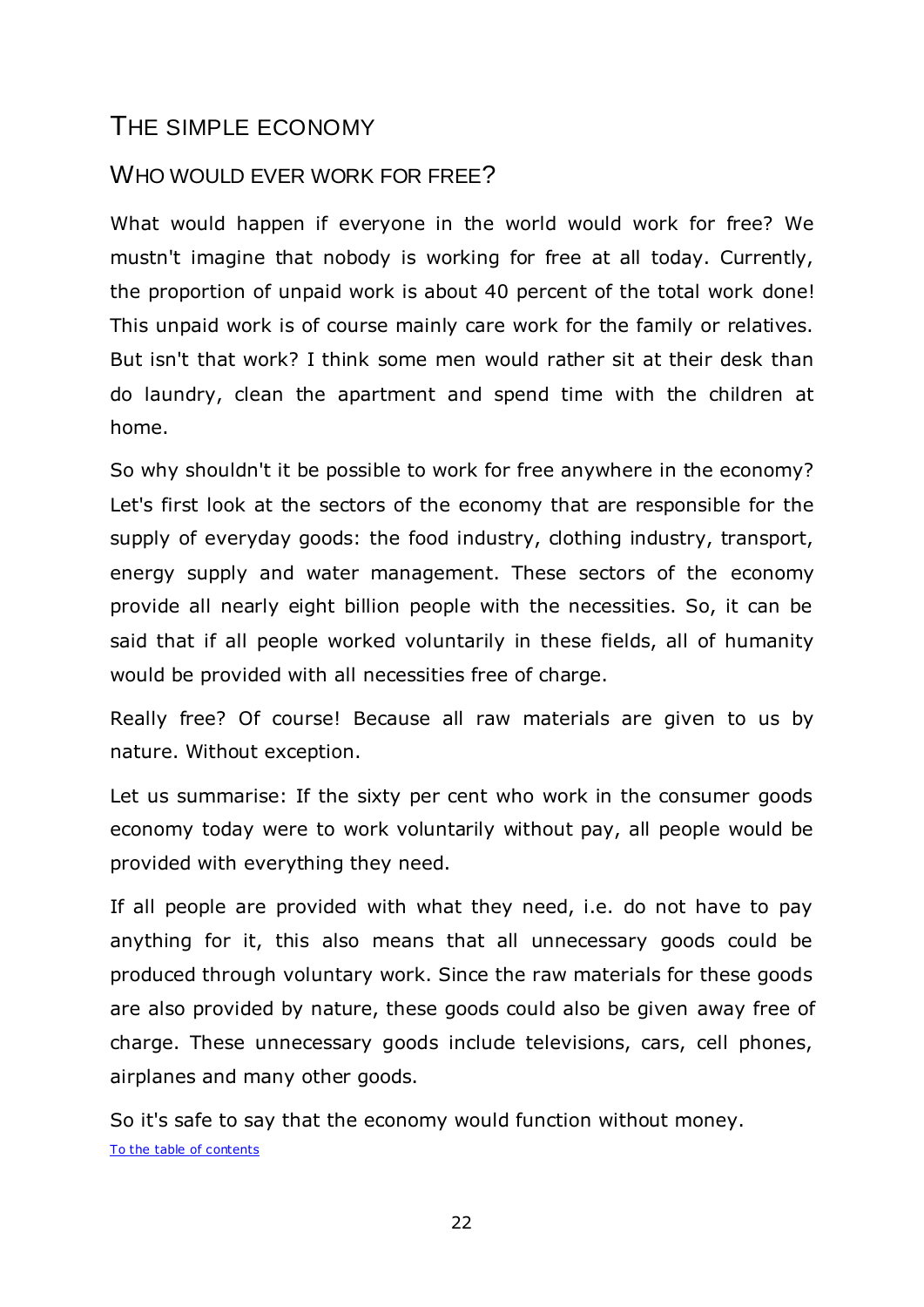## The simple economy

### Who would ever work for free?

What would happen if everyone in the world would work for free? We mustn't imagine that nobody is working for free at all today. Currently, the proportion of unpaid work is about 40 percent of the total work done! This unpaid work is of course mainly care work for the family or relatives. But isn't that work? I think some men would rather sit at their desk than do laundry, clean the apartment and spend time with the children at home.

So why shouldn't it be possible to work for free anywhere in the economy? Let's first look at the sectors of the economy that are responsible for the supply of everyday goods: the food industry, clothing industry, transport, energy supply and water management. These sectors of the economy provide all nearly eight billion people with the necessities. So, it can be said that if all people worked voluntarily in these fields, all of humanity would be provided with all necessities free of charge.

Really free? Of course! Because all raw materials are given to us by nature. Without exception.

Let us summarise: If the sixty per cent who work in the consumer goods economy today were to work voluntarily without pay, all people would be provided with everything they need.

If all people are provided with what they need, i.e. do not have to pay anything for it, this also means that all unnecessary goods could be produced through voluntary work. Since the raw materials for these goods are also provided by nature, these goods could also be given away free of charge. These unnecessary goods include televisions, cars, cell phones, airplanes and many other goods.

So it's safe to say that the economy would function without money.

[To the table of contents]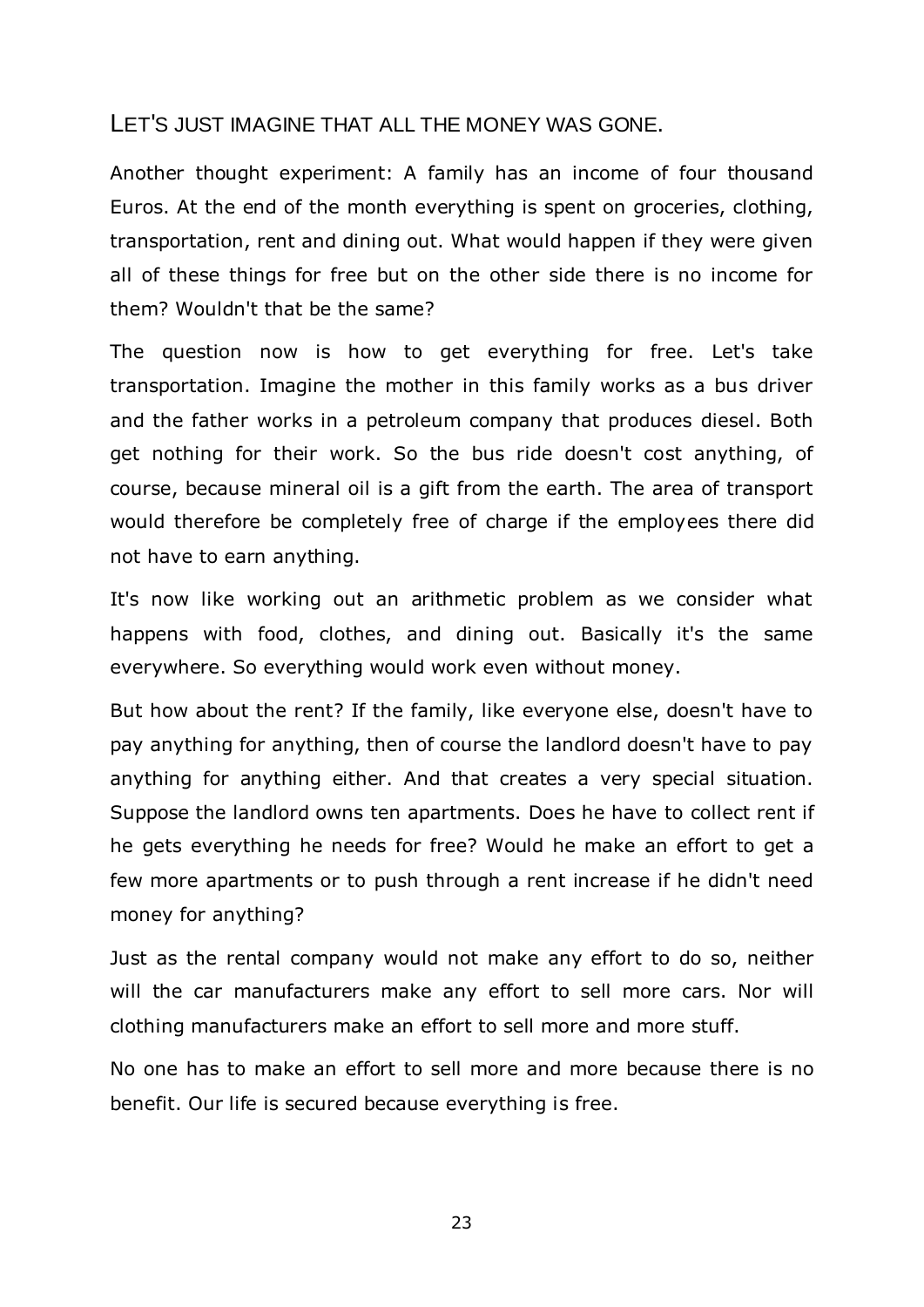## LET'S JUST IMAGINE THAT ALL THE MONEY WAS GONE.

Another thought experiment: A family has an income of four thousand Euros. At the end of the month everything is spent on groceries, clothing, transportation, rent and dining out. What would happen if they were given all of these things for free but on the other side there is no income for them? Wouldn't that be the same?

The question now is how to get everything for free. Let's take transportation. Imagine the mother in this family works as a bus driver and the father works in a petroleum company that produces diesel. Both get nothing for their work. So the bus ride doesn't cost anything, of course, because mineral oil is a gift from the earth. The area of transport would therefore be completely free of charge if the employees there did not have to earn anything.

It's now like working out an arithmetic problem as we consider what happens with food, clothes, and dining out. Basically it's the same everywhere. So everything would work even without money.

But how about the rent? If the family, like everyone else, doesn't have to pay anything for anything, then of course the landlord doesn't have to pay anything for anything either. And that creates a very special situation. Suppose the landlord owns ten apartments. Does he have to collect rent if he gets everything he needs for free? Would he make an effort to get a few more apartments or to push through a rent increase if he didn't need money for anything?

Just as the rental company would not make any effort to do so, neither will the car manufacturers make any effort to sell more cars. Nor will clothing manufacturers make an effort to sell more and more stuff.

No one has to make an effort to sell more and more because there is no benefit. Our life is secured because everything is free.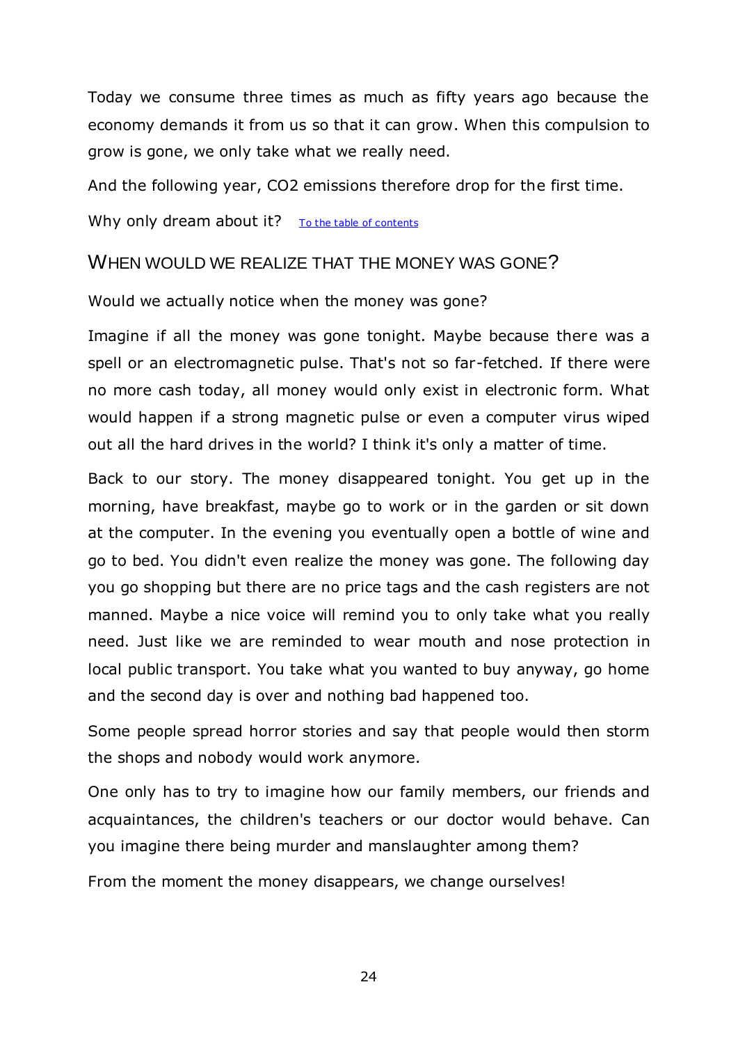Today we consume three times as much as fifty years ago because the economy demands it from us so that it can grow. When this compulsion to grow is gone, we only take what we really need.

And the following year, $CO_2$ emissions therefore drop for the first time.

Why only dream about it? [To the table of contents]

## When would we realize that the money was gone?

Would we actually notice when the money was gone?

Imagine if all the money was gone tonight. Maybe because there was a spell or an electromagnetic pulse. That's not so far-fetched. If there were no more cash today, all money would only exist in electronic form. What would happen if a strong magnetic pulse or even a computer virus wiped out all the hard drives in the world? I think it's only a matter of time.

Back to our story. The money disappeared tonight. You get up in the morning, have breakfast, maybe go to work or in the garden or sit down at the computer. In the evening you eventually open a bottle of wine and go to bed. You didn't even realize the money was gone. The following day you go shopping but there are no price tags and the cash registers are not manned. Maybe a nice voice will remind you to only take what you really need. Just like we are reminded to wear mouth and nose protection in local public transport. You take what you wanted to buy anyway, go home and the second day is over and nothing bad happened too.

Some people spread horror stories and say that people would then storm the shops and nobody would work anymore.

One only has to try to imagine how our family members, our friends and acquaintances, the children's teachers or our doctor would behave. Can you imagine there being murder and manslaughter among them?

From the moment the money disappears, we change ourselves!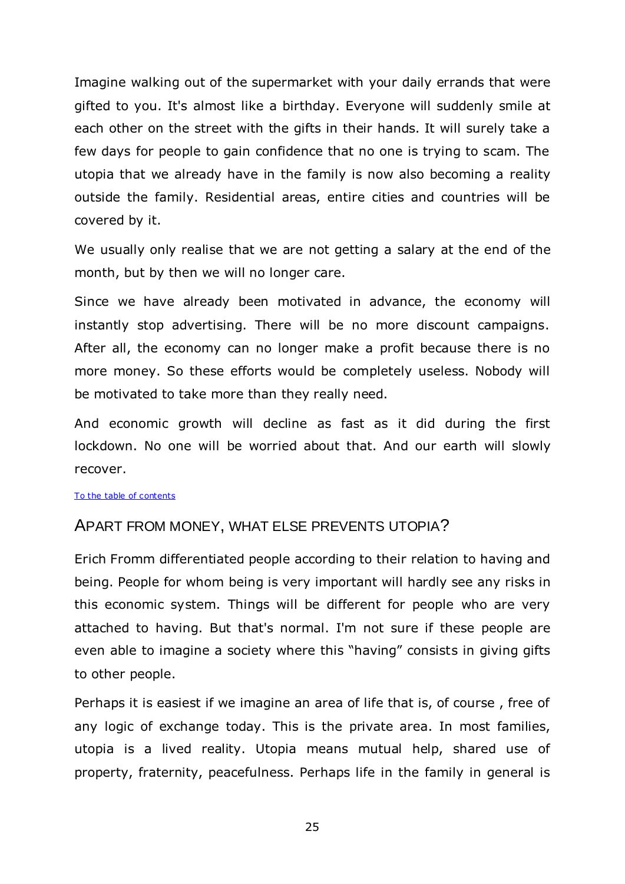Imagine walking out of the supermarket with your daily errands that were gifted to you. It's almost like a birthday. Everyone will suddenly smile at each other on the street with the gifts in their hands. It will surely take a few days for people to gain confidence that no one is trying to scam. The utopia that we already have in the family is now also becoming a reality outside the family. Residential areas, entire cities and countries will be covered by it.

We usually only realise that we are not getting a salary at the end of the month, but by then we will no longer care.

Since we have already been motivated in advance, the economy will instantly stop advertising. There will be no more discount campaigns. After all, the economy can no longer make a profit because there is no more money. So these efforts would be completely useless. Nobody will be motivated to take more than they really need.

And economic growth will decline as fast as it did during the first lockdown. No one will be worried about that. And our earth will slowly recover.

To the table of contents

## APART FROM MONEY, WHAT ELSE PREVENTS UTOPIA?

Erich Fromm differentiated people according to their relation to having and being. People for whom being is very important will hardly see any risks in this economic system. Things will be different for people who are very attached to having. But that's normal. I'm not sure if these people are even able to imagine a society where this "having" consists in giving gifts to other people.

Perhaps it is easiest if we imagine an area of life that is, of course , free of any logic of exchange today. This is the private area. In most families, utopia is a lived reality. Utopia means mutual help, shared use of property, fraternity, peacefulness. Perhaps life in the family in general is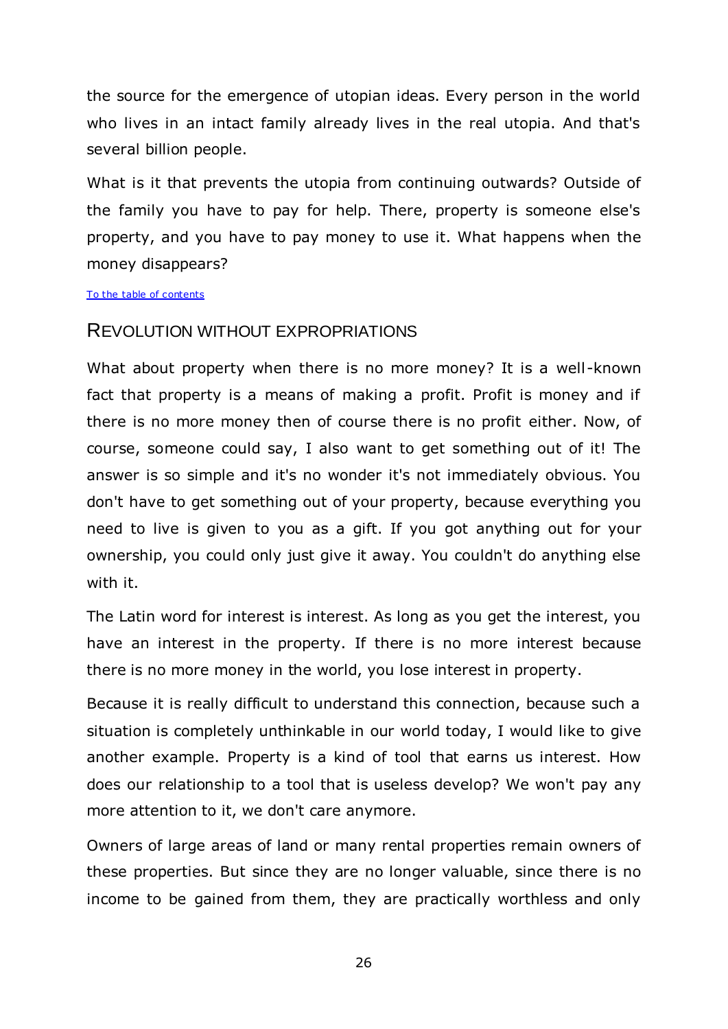the source for the emergence of utopian ideas. Every person in the world who lives in an intact family already lives in the real utopia. And that's several billion people.

What is it that prevents the utopia from continuing outwards? Outside of the family you have to pay for help. There, property is someone else's property, and you have to pay money to use it. What happens when the money disappears?

To the table of contents

## REVOLUTION WITHOUT EXPROPRIATIONS

What about property when there is no more money? It is a well-known fact that property is a means of making a profit. Profit is money and if there is no more money then of course there is no profit either. Now, of course, someone could say, I also want to get something out of it! The answer is so simple and it's no wonder it's not immediately obvious. You don't have to get something out of your property, because everything you need to live is given to you as a gift. If you got anything out for your ownership, you could only just give it away. You couldn't do anything else with it.

The Latin word for interest is interest. As long as you get the interest, you have an interest in the property. If there is no more interest because there is no more money in the world, you lose interest in property.

Because it is really difficult to understand this connection, because such a situation is completely unthinkable in our world today, I would like to give another example. Property is a kind of tool that earns us interest. How does our relationship to a tool that is useless develop? We won't pay any more attention to it, we don't care anymore.

Owners of large areas of land or many rental properties remain owners of these properties. But since they are no longer valuable, since there is no income to be gained from them, they are practically worthless and only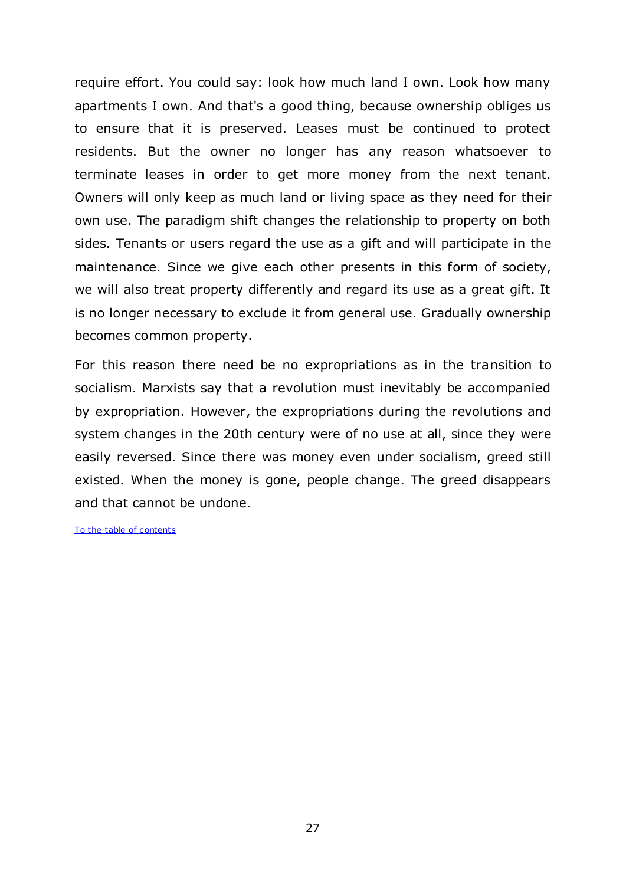require effort. You could say: look how much land I own. Look how many apartments I own. And that's a good thing, because ownership obliges us to ensure that it is preserved. Leases must be continued to protect residents. But the owner no longer has any reason whatsoever to terminate leases in order to get more money from the next tenant. Owners will only keep as much land or living space as they need for their own use. The paradigm shift changes the relationship to property on both sides. Tenants or users regard the use as a gift and will participate in the maintenance. Since we give each other presents in this form of society, we will also treat property differently and regard its use as a great gift. It is no longer necessary to exclude it from general use. Gradually ownership becomes common property.

For this reason there need be no expropriations as in the transition to socialism. Marxists say that a revolution must inevitably be accompanied by expropriation. However, the expropriations during the revolutions and system changes in the 20th century were of no use at all, since they were easily reversed. Since there was money even under socialism, greed still existed. When the money is gone, people change. The greed disappears and that cannot be undone.

To the table of contents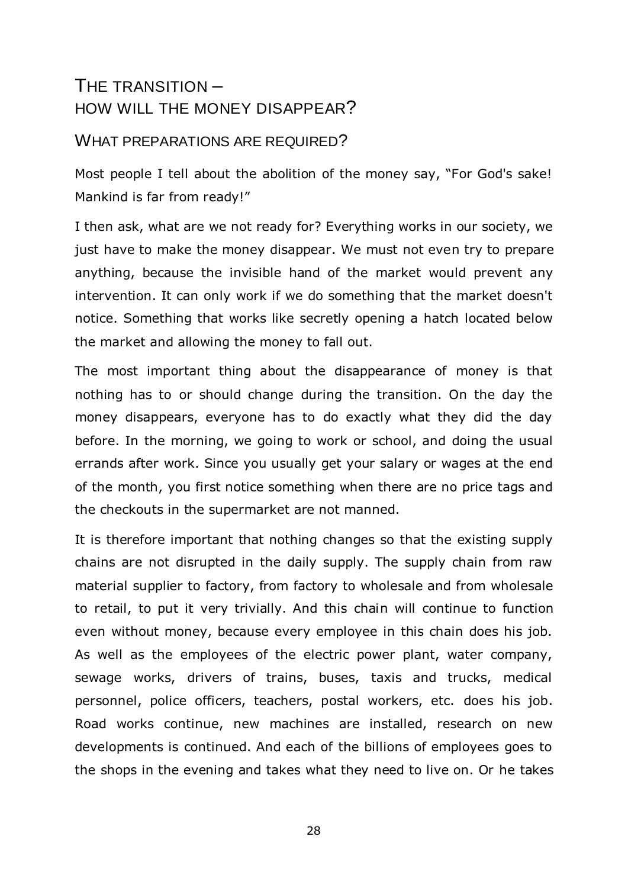# The transition – how will the money disappear?

## What preparations are required?

Most people I tell about the abolition of the money say, "For God's sake! Mankind is far from ready!"

I then ask, what are we not ready for? Everything works in our society, we just have to make the money disappear. We must not even try to prepare anything, because the invisible hand of the market would prevent any intervention. It can only work if we do something that the market doesn't notice. Something that works like secretly opening a hatch located below the market and allowing the money to fall out.

The most important thing about the disappearance of money is that nothing has to or should change during the transition. On the day the money disappears, everyone has to do exactly what they did the day before. In the morning, we going to work or school, and doing the usual errands after work. Since you usually get your salary or wages at the end of the month, you first notice something when there are no price tags and the checkouts in the supermarket are not manned.

It is therefore important that nothing changes so that the existing supply chains are not disrupted in the daily supply. The supply chain from raw material supplier to factory, from factory to wholesale and from wholesale to retail, to put it very trivially. And this chain will continue to function even without money, because every employee in this chain does his job. As well as the employees of the electric power plant, water company, sewage works, drivers of trains, buses, taxis and trucks, medical personnel, police officers, teachers, postal workers, etc. does his job. Road works continue, new machines are installed, research on new developments is continued. And each of the billions of employees goes to the shops in the evening and takes what they need to live on. Or he takes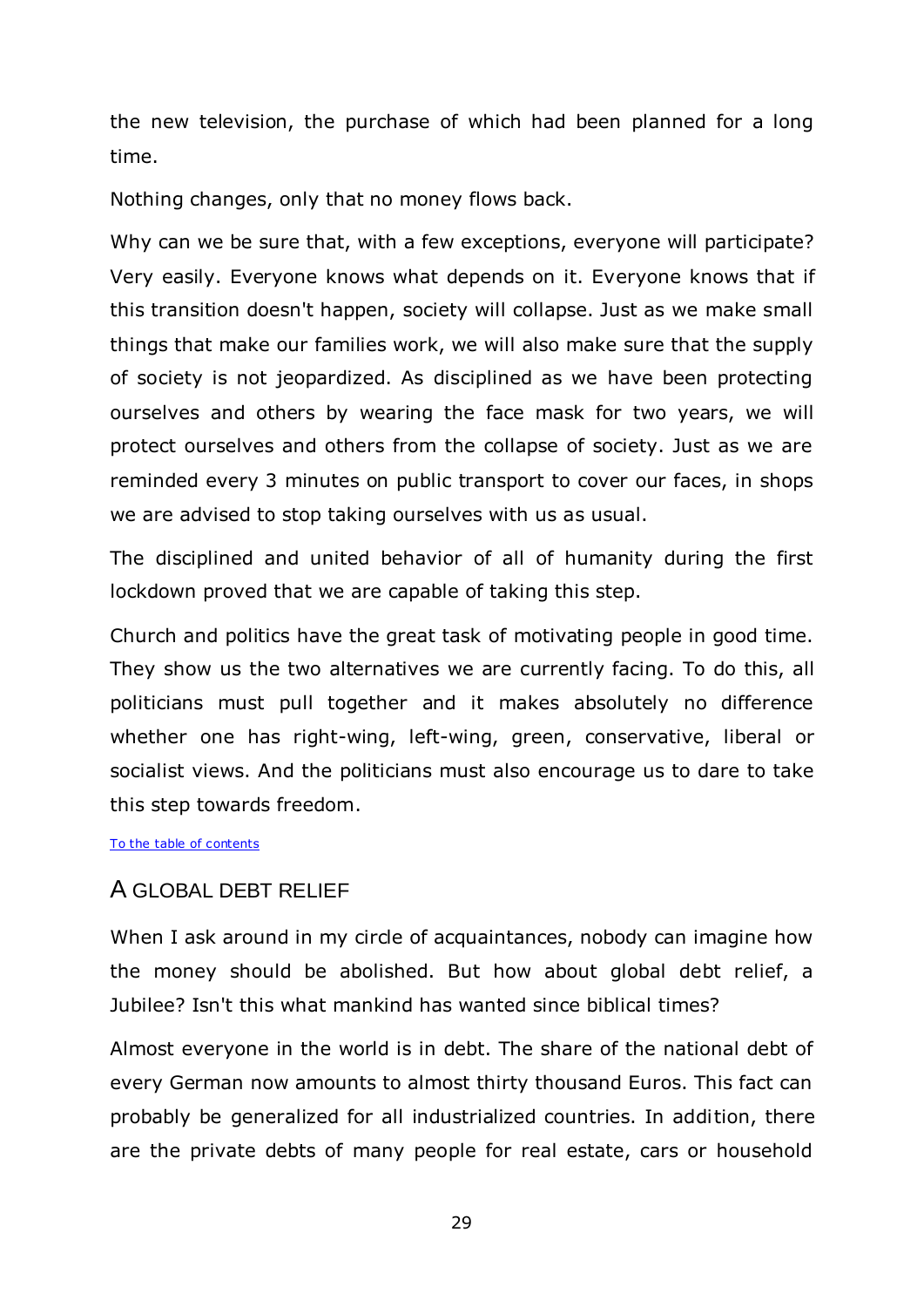the new television, the purchase of which had been planned for a long time.

Nothing changes, only that no money flows back.

Why can we be sure that, with a few exceptions, everyone will participate? Very easily. Everyone knows what depends on it. Everyone knows that if this transition doesn't happen, society will collapse. Just as we make small things that make our families work, we will also make sure that the supply of society is not jeopardized. As disciplined as we have been protecting ourselves and others by wearing the face mask for two years, we will protect ourselves and others from the collapse of society. Just as we are reminded every 3 minutes on public transport to cover our faces, in shops we are advised to stop taking ourselves with us as usual.

The disciplined and united behavior of all of humanity during the first lockdown proved that we are capable of taking this step.

Church and politics have the great task of motivating people in good time. They show us the two alternatives we are currently facing. To do this, all politicians must pull together and it makes absolutely no difference whether one has right-wing, left-wing, green, conservative, liberal or socialist views. And the politicians must also encourage us to dare to take this step towards freedom.

To the table of contents

## A GLOBAL DEBT RELIEF

When I ask around in my circle of acquaintances, nobody can imagine how the money should be abolished. But how about global debt relief, a Jubilee? Isn't this what mankind has wanted since biblical times?

Almost everyone in the world is in debt. The share of the national debt of every German now amounts to almost thirty thousand Euros. This fact can probably be generalized for all industrialized countries. In addition, there are the private debts of many people for real estate, cars or household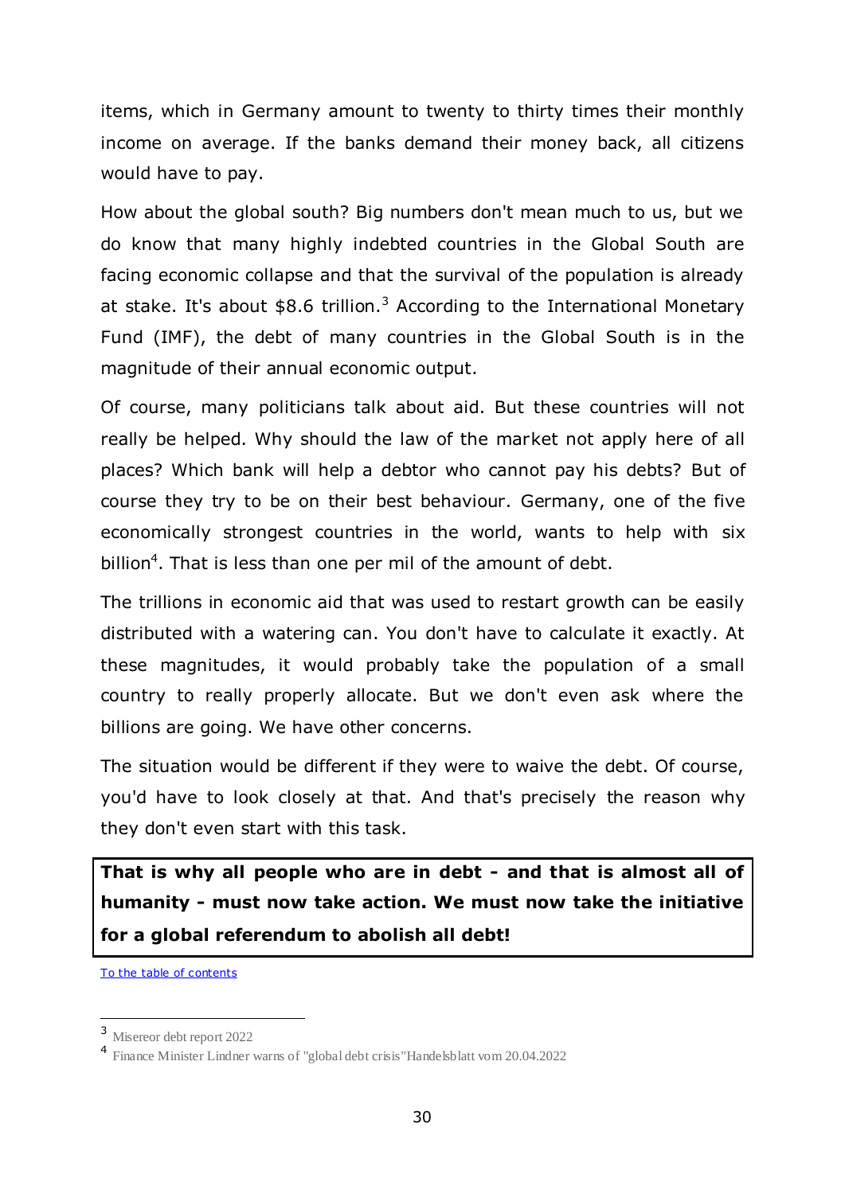items, which in Germany amount to twenty to thirty times their monthly income on average. If the banks demand their money back, all citizens would have to pay.

How about the global south? Big numbers don't mean much to us, but we do know that many highly indebted countries in the Global South are facing economic collapse and that the survival of the population is already at stake. It's about $8.6 trillion.[3] According to the International Monetary Fund (IMF), the debt of many countries in the Global South is in the magnitude of their annual economic output.

Of course, many politicians talk about aid. But these countries will not really be helped. Why should the law of the market not apply here of all places? Which bank will help a debtor who cannot pay his debts? But of course they try to be on their best behaviour. Germany, one of the five economically strongest countries in the world, wants to help with six billion[4]. That is less than one per mil of the amount of debt.

The trillions in economic aid that was used to restart growth can be easily distributed with a watering can. You don't have to calculate it exactly. At these magnitudes, it would probably take the population of a small country to really properly allocate. But we don't even ask where the billions are going. We have other concerns.

The situation would be different if they were to waive the debt. Of course, you'd have to look closely at that. And that's precisely the reason why they don't even start with this task.

**That is why all people who are in debt - and that is almost all of humanity - must now take action. We must now take the initiative for a global referendum to abolish all debt!**

To the table of contents

[3] Misereor debt report 2022

[4] Finance Minister Lindner warns of "global debt crisis"Handelsblatt vom 20.04.2022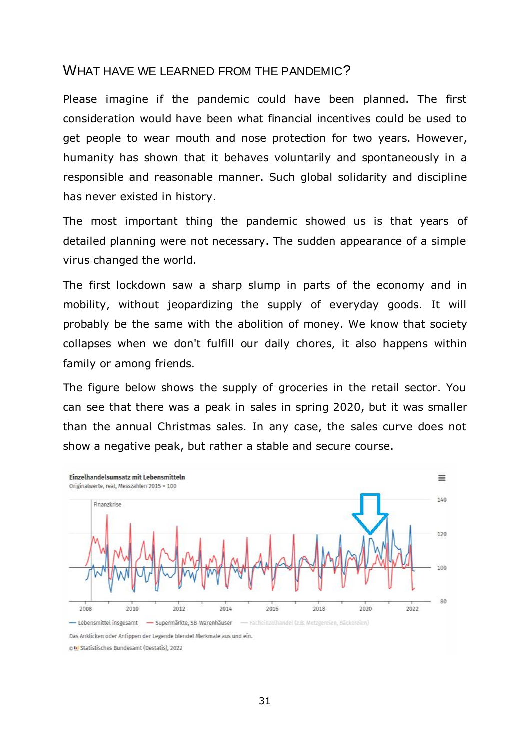## What have we learned from the pandemic?

Please imagine if the pandemic could have been planned. The first consideration would have been what financial incentives could be used to get people to wear mouth and nose protection for two years. However, humanity has shown that it behaves voluntarily and spontaneously in a responsible and reasonable manner. Such global solidarity and discipline has never existed in history.

The most important thing the pandemic showed us is that years of detailed planning were not necessary. The sudden appearance of a simple virus changed the world.

The first lockdown saw a sharp slump in parts of the economy and in mobility, without jeopardizing the supply of everyday goods. It will probably be the same with the abolition of money. We know that society collapses when we don't fulfill our daily chores, it also happens within family or among friends.

The figure below shows the supply of groceries in the retail sector. You can see that there was a peak in sales in spring 2020, but it was smaller than the annual Christmas sales. In any case, the sales curve does not show a negative peak, but rather a stable and secure course.

Einzelhandelsumsatz mit Lebensmitteln
Originalwerte, real, Messzahlen 2015 = 100

Finanzkrise

140
120
100
80

2008 2010 2012 2014 2016 2018 2020 2022

— Lebensmittel insgesamt — Supermärkte, SB-Warenhäuser — Facheinzelhandel (z.B. Metzgereien, Bäckereien)

Das Anklicken oder Antippen der Legende blendet Merkmale aus und ein.

© Statistisches Bundesamt (Destatis), 2022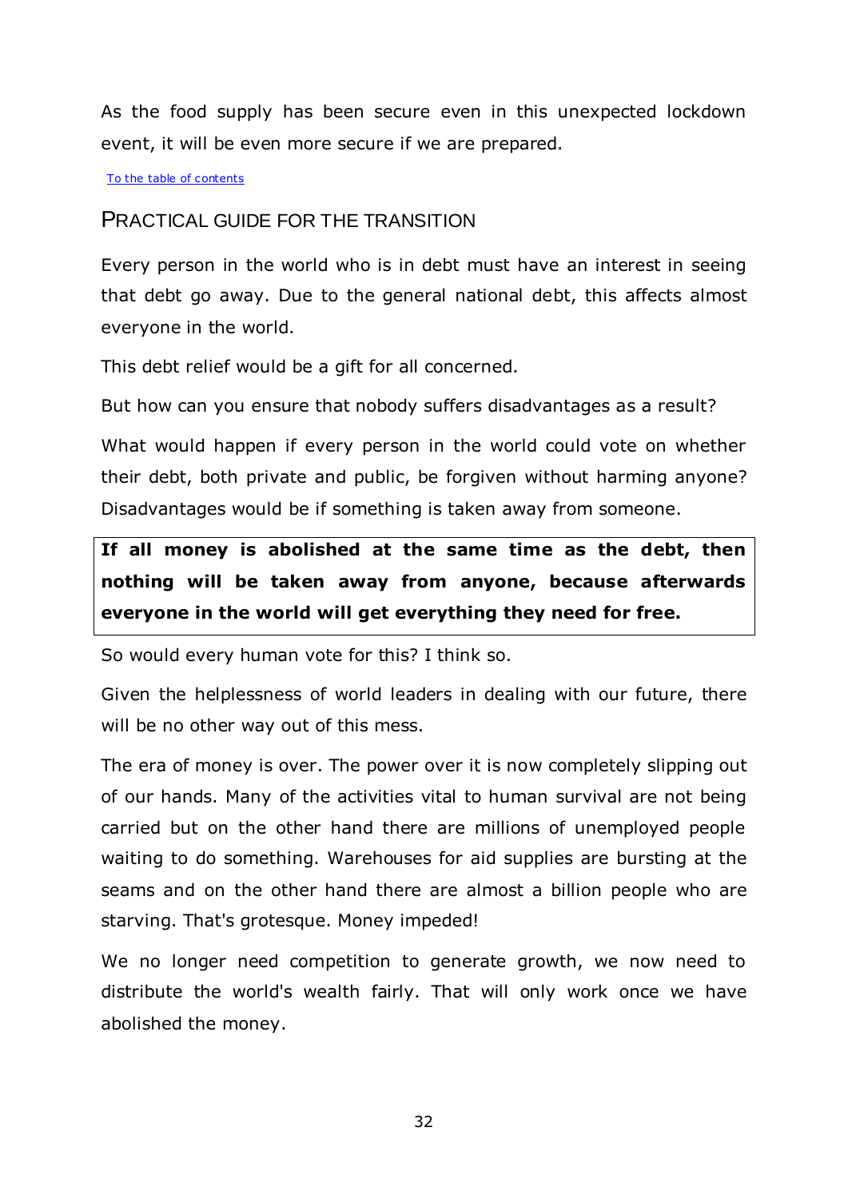As the food supply has been secure even in this unexpected lockdown event, it will be even more secure if we are prepared.

[To the table of contents]

## PRACTICAL GUIDE FOR THE TRANSITION

Every person in the world who is in debt must have an interest in seeing that debt go away. Due to the general national debt, this affects almost everyone in the world.

This debt relief would be a gift for all concerned.

But how can you ensure that nobody suffers disadvantages as a result?

What would happen if every person in the world could vote on whether their debt, both private and public, be forgiven without harming anyone? Disadvantages would be if something is taken away from someone.

**If all money is abolished at the same time as the debt, then nothing will be taken away from anyone, because afterwards everyone in the world will get everything they need for free.**

So would every human vote for this? I think so.

Given the helplessness of world leaders in dealing with our future, there will be no other way out of this mess.

The era of money is over. The power over it is now completely slipping out of our hands. Many of the activities vital to human survival are not being carried but on the other hand there are millions of unemployed people waiting to do something. Warehouses for aid supplies are bursting at the seams and on the other hand there are almost a billion people who are starving. That's grotesque. Money impeded!

We no longer need competition to generate growth, we now need to distribute the world's wealth fairly. That will only work once we have abolished the money.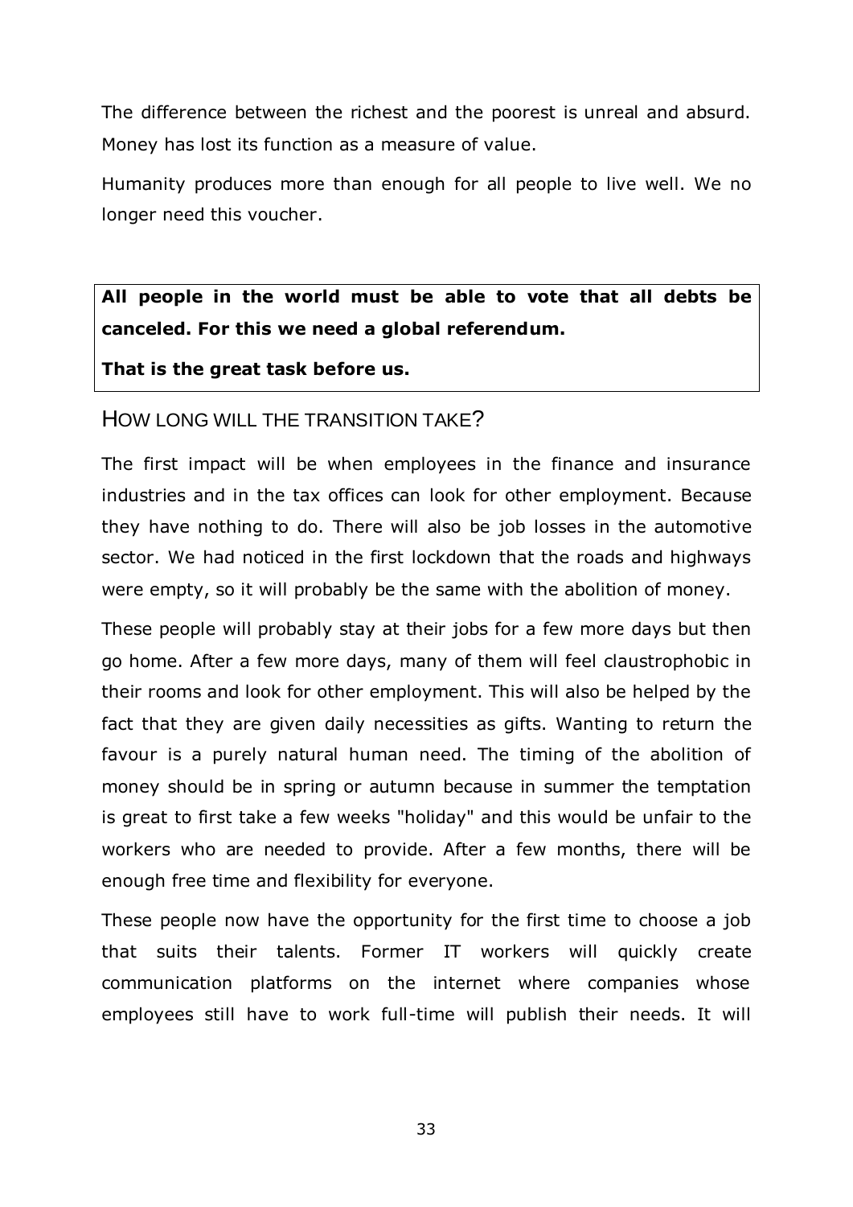The difference between the richest and the poorest is unreal and absurd. Money has lost its function as a measure of value.

Humanity produces more than enough for all people to live well. We no longer need this voucher.

**All people in the world must be able to vote that all debts be canceled. For this we need a global referendum.**

**That is the great task before us.**

## HOW LONG WILL THE TRANSITION TAKE?

The first impact will be when employees in the finance and insurance industries and in the tax offices can look for other employment. Because they have nothing to do. There will also be job losses in the automotive sector. We had noticed in the first lockdown that the roads and highways were empty, so it will probably be the same with the abolition of money.

These people will probably stay at their jobs for a few more days but then go home. After a few more days, many of them will feel claustrophobic in their rooms and look for other employment. This will also be helped by the fact that they are given daily necessities as gifts. Wanting to return the favour is a purely natural human need. The timing of the abolition of money should be in spring or autumn because in summer the temptation is great to first take a few weeks "holiday" and this would be unfair to the workers who are needed to provide. After a few months, there will be enough free time and flexibility for everyone.

These people now have the opportunity for the first time to choose a job that suits their talents. Former IT workers will quickly create communication platforms on the internet where companies whose employees still have to work full-time will publish their needs. It will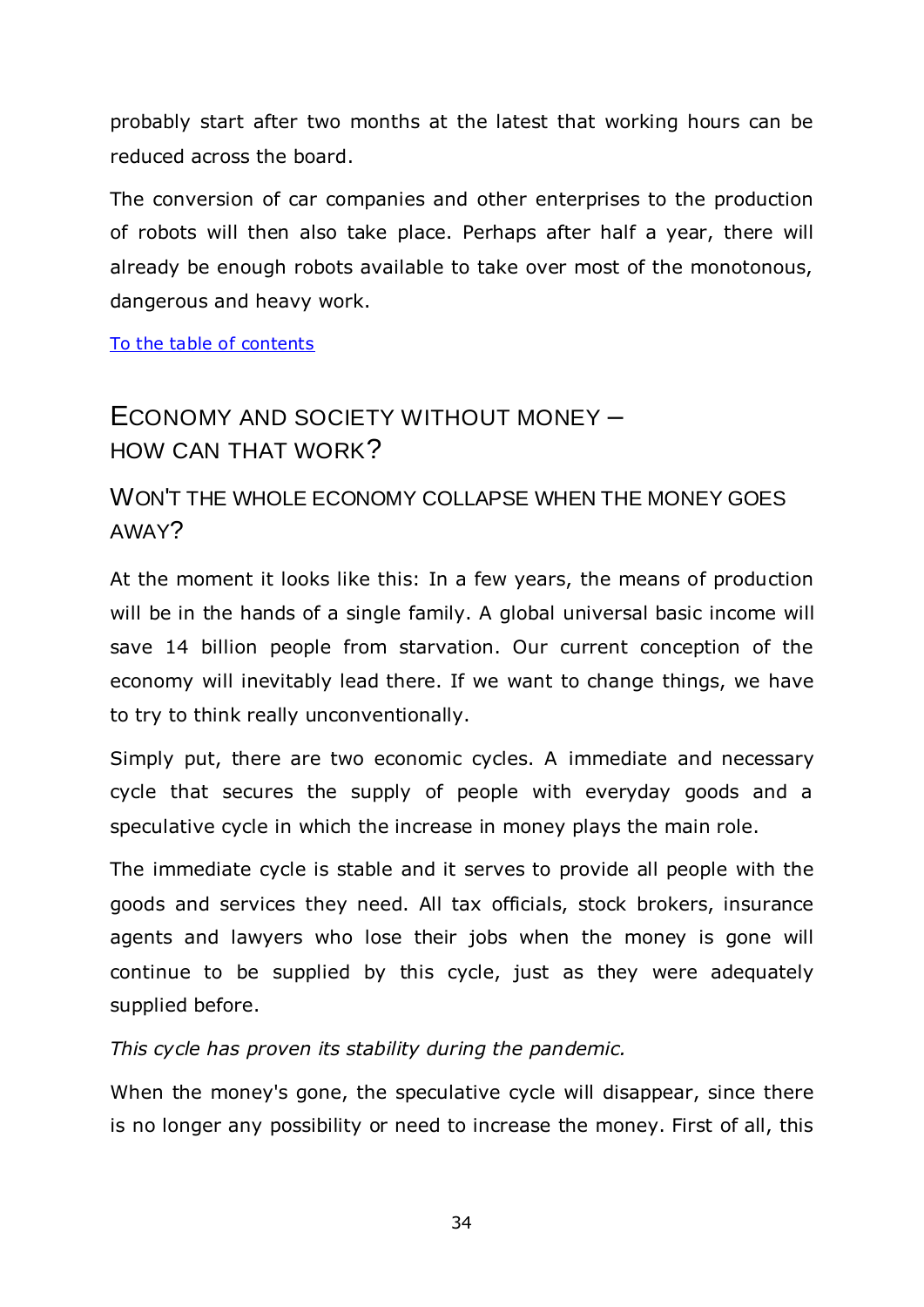probably start after two months at the latest that working hours can be reduced across the board.

The conversion of car companies and other enterprises to the production of robots will then also take place. Perhaps after half a year, there will already be enough robots available to take over most of the monotonous, dangerous and heavy work.

To the table of contents

# Economy and Society Without Money – How Can That Work?

## Won't the Whole Economy Collapse When the Money Goes Away?

At the moment it looks like this: In a few years, the means of production will be in the hands of a single family. A global universal basic income will save 14 billion people from starvation. Our current conception of the economy will inevitably lead there. If we want to change things, we have to try to think really unconventionally.

Simply put, there are two economic cycles. A immediate and necessary cycle that secures the supply of people with everyday goods and a speculative cycle in which the increase in money plays the main role.

The immediate cycle is stable and it serves to provide all people with the goods and services they need. All tax officials, stock brokers, insurance agents and lawyers who lose their jobs when the money is gone will continue to be supplied by this cycle, just as they were adequately supplied before.

*This cycle has proven its stability during the pandemic.*

When the money's gone, the speculative cycle will disappear, since there is no longer any possibility or need to increase the money. First of all, this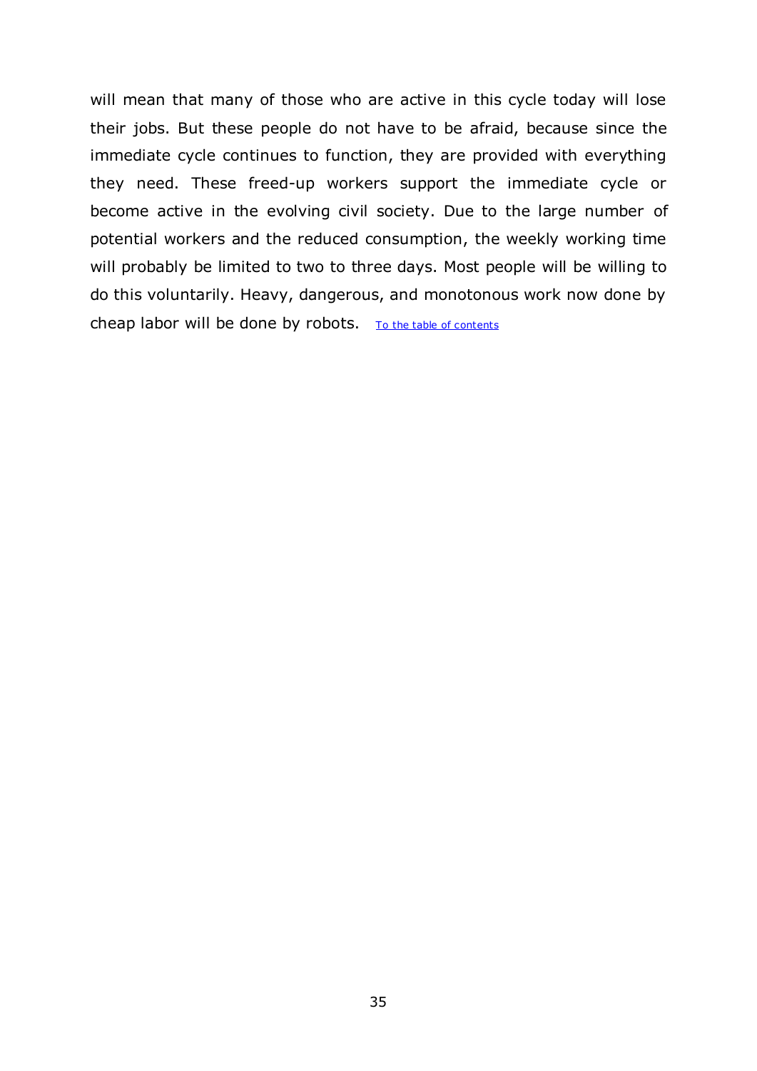will mean that many of those who are active in this cycle today will lose their jobs. But these people do not have to be afraid, because since the immediate cycle continues to function, they are provided with everything they need. These freed-up workers support the immediate cycle or become active in the evolving civil society. Due to the large number of potential workers and the reduced consumption, the weekly working time will probably be limited to two to three days. Most people will be willing to do this voluntarily. Heavy, dangerous, and monotonous work now done by cheap labor will be done by robots. To the table of contents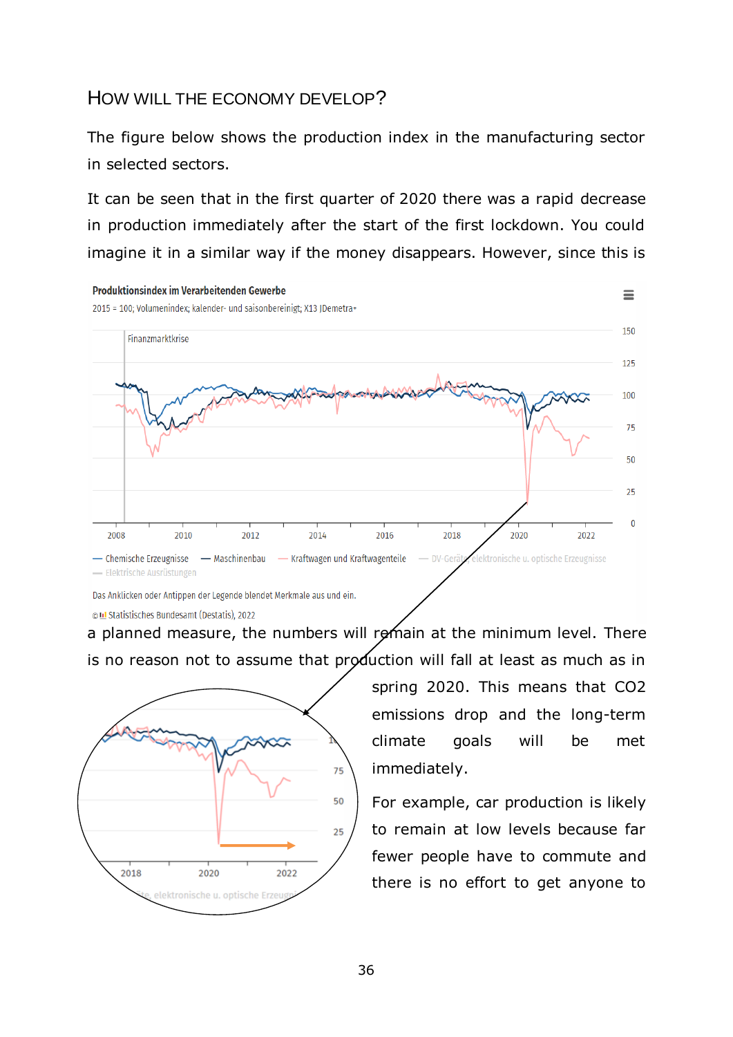## HOW WILL THE ECONOMY DEVELOP?

The figure below shows the production index in the manufacturing sector in selected sectors.

It can be seen that in the first quarter of 2020 there was a rapid decrease in production immediately after the start of the first lockdown. You could imagine it in a similar way if the money disappears. However, since this is

Produktionsindex im Verarbeitenden Gewerbe

2015 = 100; Volumenindex; kalender- und saisonbereinigt; X13 JDemetra+

Finanzmarktkrise

150
125
100
75
50
25
0

2008 2010 2012 2014 2016 2018 2020 2022

— Chemische Erzeugnisse — Maschinenbau — Kraftwagen und Kraftwagenteile — DV-Geräte, elektronische u. optische Erzeugnisse
— Elektrische Ausrüstungen

Das Anklicken oder Antippen der Legende blendet Merkmale aus und ein.

© Statistisches Bundesamt (Destatis), 2022

75
50
25

2018 2020 2022

te, elektronische u. optische Erzeugn

a planned measure, the numbers will remain at the minimum level. There is no reason not to assume that production will fall at least as much as in spring 2020. This means that CO2 emissions drop and the long-term climate goals will be met immediately.

For example, car production is likely to remain at low levels because far fewer people have to commute and there is no effort to get anyone to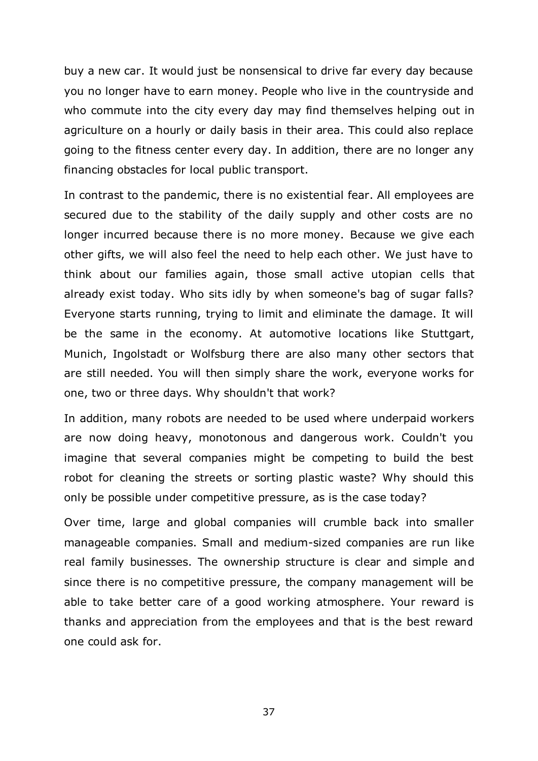buy a new car. It would just be nonsensical to drive far every day because you no longer have to earn money. People who live in the countryside and who commute into the city every day may find themselves helping out in agriculture on a hourly or daily basis in their area. This could also replace going to the fitness center every day. In addition, there are no longer any financing obstacles for local public transport.

In contrast to the pandemic, there is no existential fear. All employees are secured due to the stability of the daily supply and other costs are no longer incurred because there is no more money. Because we give each other gifts, we will also feel the need to help each other. We just have to think about our families again, those small active utopian cells that already exist today. Who sits idly by when someone's bag of sugar falls? Everyone starts running, trying to limit and eliminate the damage. It will be the same in the economy. At automotive locations like Stuttgart, Munich, Ingolstadt or Wolfsburg there are also many other sectors that are still needed. You will then simply share the work, everyone works for one, two or three days. Why shouldn't that work?

In addition, many robots are needed to be used where underpaid workers are now doing heavy, monotonous and dangerous work. Couldn't you imagine that several companies might be competing to build the best robot for cleaning the streets or sorting plastic waste? Why should this only be possible under competitive pressure, as is the case today?

Over time, large and global companies will crumble back into smaller manageable companies. Small and medium-sized companies are run like real family businesses. The ownership structure is clear and simple and since there is no competitive pressure, the company management will be able to take better care of a good working atmosphere. Your reward is thanks and appreciation from the employees and that is the best reward one could ask for.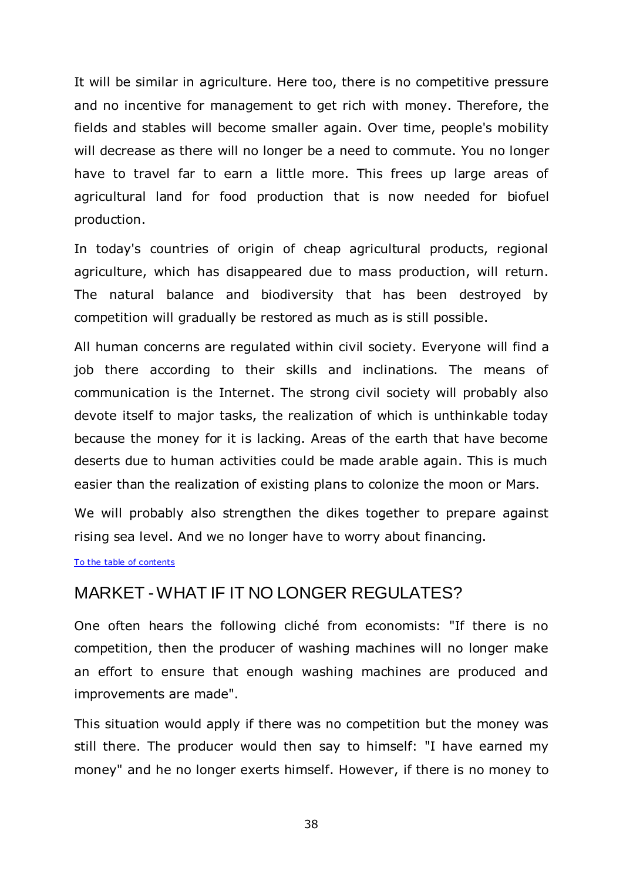It will be similar in agriculture. Here too, there is no competitive pressure and no incentive for management to get rich with money. Therefore, the fields and stables will become smaller again. Over time, people's mobility will decrease as there will no longer be a need to commute. You no longer have to travel far to earn a little more. This frees up large areas of agricultural land for food production that is now needed for biofuel production.

In today's countries of origin of cheap agricultural products, regional agriculture, which has disappeared due to mass production, will return. The natural balance and biodiversity that has been destroyed by competition will gradually be restored as much as is still possible.

All human concerns are regulated within civil society. Everyone will find a job there according to their skills and inclinations. The means of communication is the Internet. The strong civil society will probably also devote itself to major tasks, the realization of which is unthinkable today because the money for it is lacking. Areas of the earth that have become deserts due to human activities could be made arable again. This is much easier than the realization of existing plans to colonize the moon or Mars.

We will probably also strengthen the dikes together to prepare against rising sea level. And we no longer have to worry about financing.

To the table of contents

## MARKET - WHAT IF IT NO LONGER REGULATES?

One often hears the following cliché from economists: "If there is no competition, then the producer of washing machines will no longer make an effort to ensure that enough washing machines are produced and improvements are made".

This situation would apply if there was no competition but the money was still there. The producer would then say to himself: "I have earned my money" and he no longer exerts himself. However, if there is no money to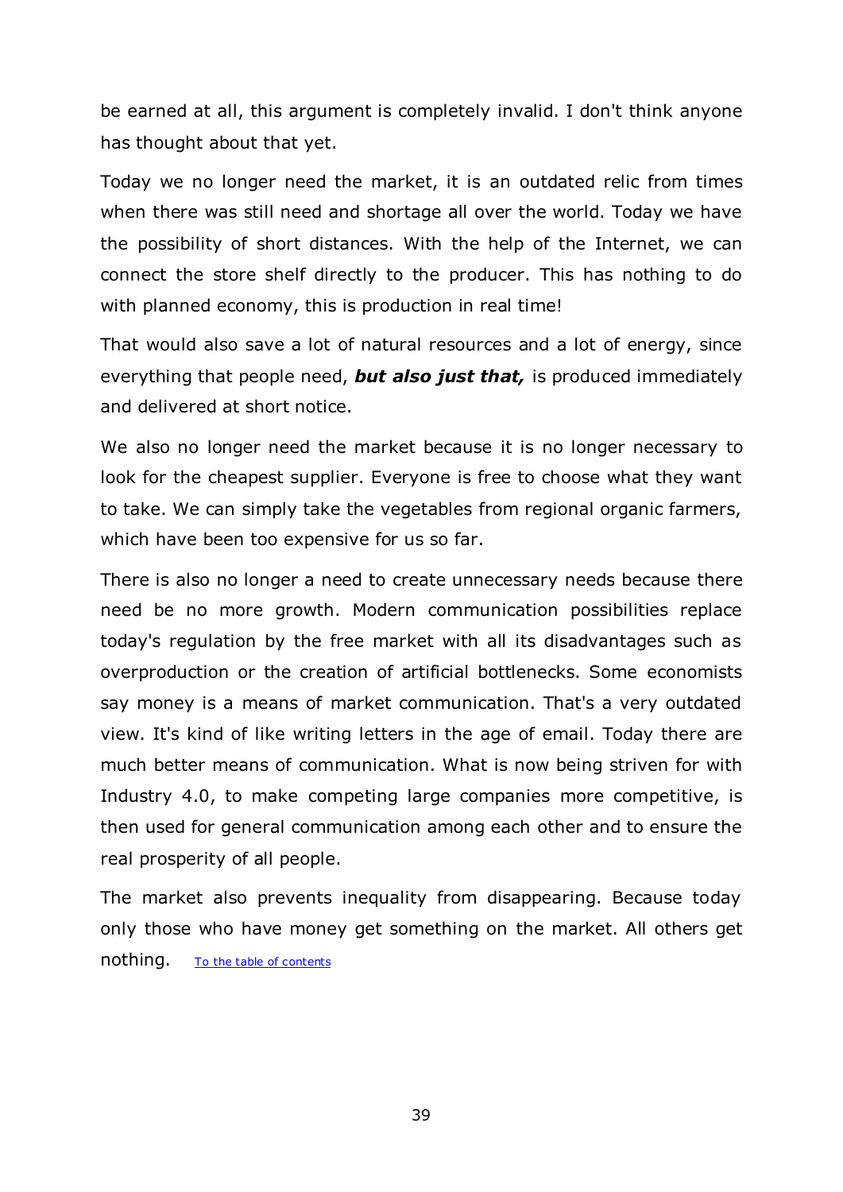be earned at all, this argument is completely invalid. I don't think anyone has thought about that yet.

Today we no longer need the market, it is an outdated relic from times when there was still need and shortage all over the world. Today we have the possibility of short distances. With the help of the Internet, we can connect the store shelf directly to the producer. This has nothing to do with planned economy, this is production in real time!

That would also save a lot of natural resources and a lot of energy, since everything that people need, ***but also just that,*** is produced immediately and delivered at short notice.

We also no longer need the market because it is no longer necessary to look for the cheapest supplier. Everyone is free to choose what they want to take. We can simply take the vegetables from regional organic farmers, which have been too expensive for us so far.

There is also no longer a need to create unnecessary needs because there need be no more growth. Modern communication possibilities replace today's regulation by the free market with all its disadvantages such as overproduction or the creation of artificial bottlenecks. Some economists say money is a means of market communication. That's a very outdated view. It's kind of like writing letters in the age of email. Today there are much better means of communication. What is now being striven for with Industry 4.0, to make competing large companies more competitive, is then used for general communication among each other and to ensure the real prosperity of all people.

The market also prevents inequality from disappearing. Because today only those who have money get something on the market. All others get nothing. To the table of contents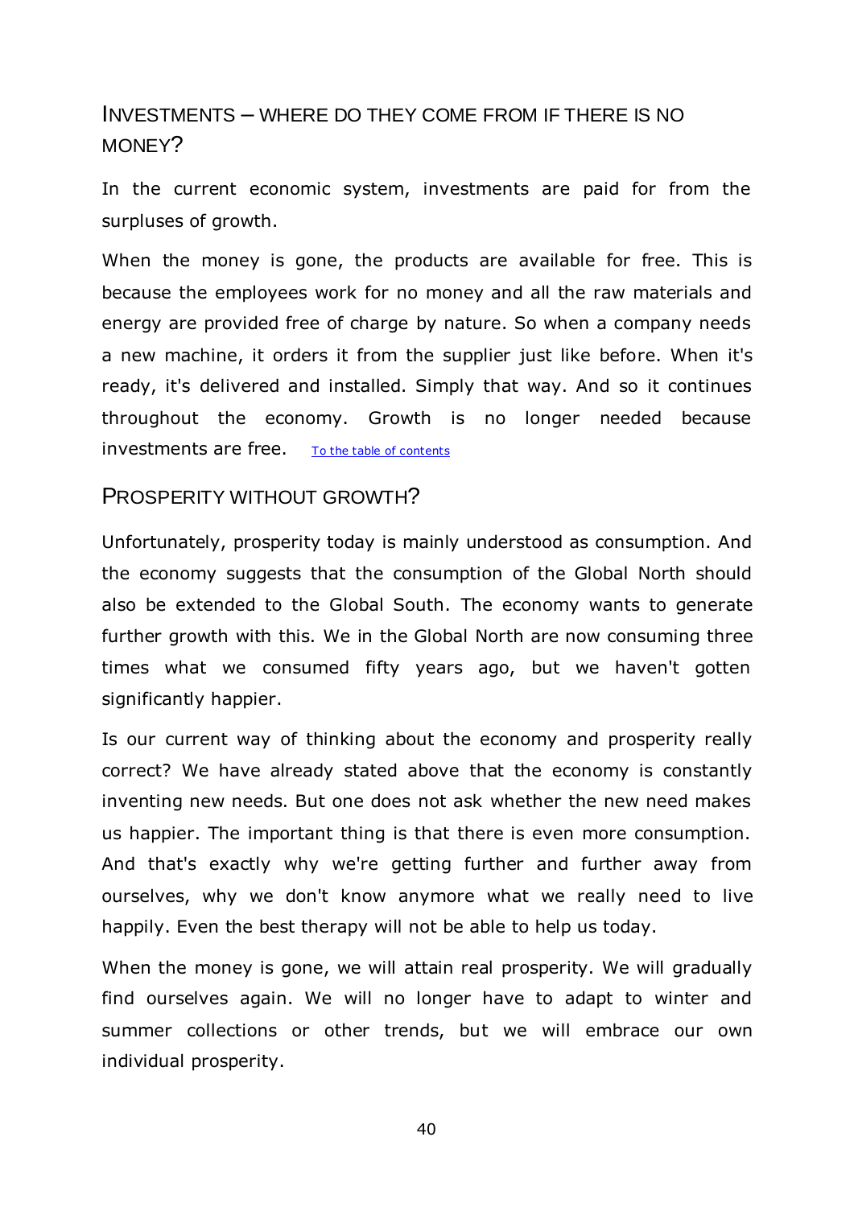## INVESTMENTS – WHERE DO THEY COME FROM IF THERE IS NO MONEY?

In the current economic system, investments are paid for from the surpluses of growth.

When the money is gone, the products are available for free. This is because the employees work for no money and all the raw materials and energy are provided free of charge by nature. So when a company needs a new machine, it orders it from the supplier just like before. When it's ready, it's delivered and installed. Simply that way. And so it continues throughout the economy. Growth is no longer needed because investments are free. To the table of contents

## PROSPERITY WITHOUT GROWTH?

Unfortunately, prosperity today is mainly understood as consumption. And the economy suggests that the consumption of the Global North should also be extended to the Global South. The economy wants to generate further growth with this. We in the Global North are now consuming three times what we consumed fifty years ago, but we haven't gotten significantly happier.

Is our current way of thinking about the economy and prosperity really correct? We have already stated above that the economy is constantly inventing new needs. But one does not ask whether the new need makes us happier. The important thing is that there is even more consumption. And that's exactly why we're getting further and further away from ourselves, why we don't know anymore what we really need to live happily. Even the best therapy will not be able to help us today.

When the money is gone, we will attain real prosperity. We will gradually find ourselves again. We will no longer have to adapt to winter and summer collections or other trends, but we will embrace our own individual prosperity.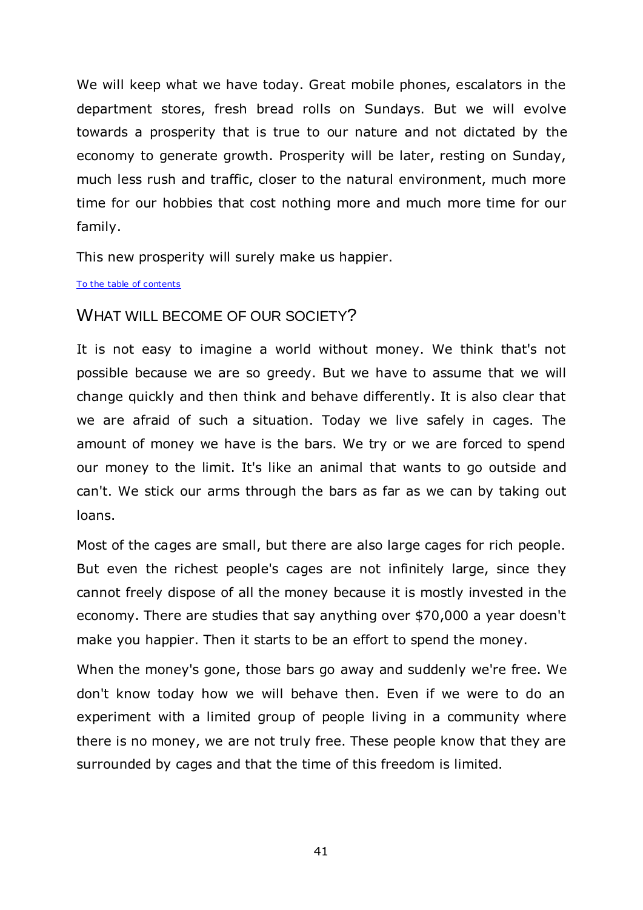We will keep what we have today. Great mobile phones, escalators in the department stores, fresh bread rolls on Sundays. But we will evolve towards a prosperity that is true to our nature and not dictated by the economy to generate growth. Prosperity will be later, resting on Sunday, much less rush and traffic, closer to the natural environment, much more time for our hobbies that cost nothing more and much more time for our family.

This new prosperity will surely make us happier.

To the table of contents

## WHAT WILL BECOME OF OUR SOCIETY?

It is not easy to imagine a world without money. We think that's not possible because we are so greedy. But we have to assume that we will change quickly and then think and behave differently. It is also clear that we are afraid of such a situation. Today we live safely in cages. The amount of money we have is the bars. We try or we are forced to spend our money to the limit. It's like an animal that wants to go outside and can't. We stick our arms through the bars as far as we can by taking out loans.

Most of the cages are small, but there are also large cages for rich people. But even the richest people's cages are not infinitely large, since they cannot freely dispose of all the money because it is mostly invested in the economy. There are studies that say anything over $70,000 a year doesn't make you happier. Then it starts to be an effort to spend the money.

When the money's gone, those bars go away and suddenly we're free. We don't know today how we will behave then. Even if we were to do an experiment with a limited group of people living in a community where there is no money, we are not truly free. These people know that they are surrounded by cages and that the time of this freedom is limited.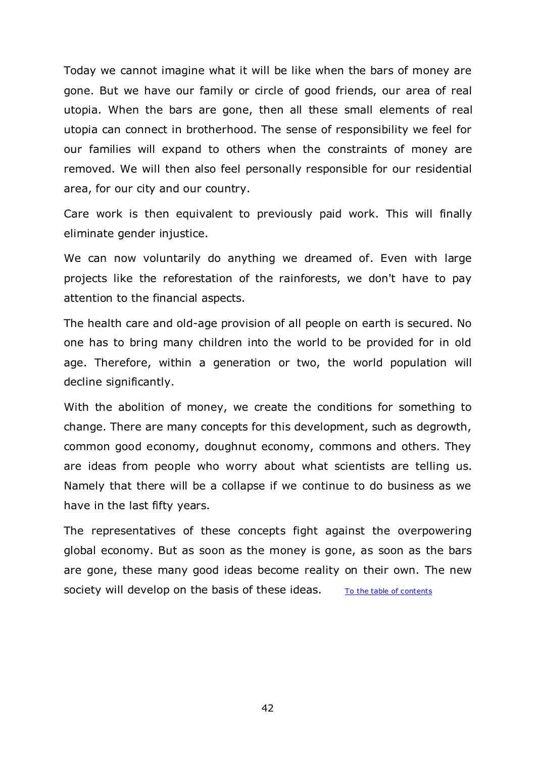Today we cannot imagine what it will be like when the bars of money are gone. But we have our family or circle of good friends, our area of real utopia. When the bars are gone, then all these small elements of real utopia can connect in brotherhood. The sense of responsibility we feel for our families will expand to others when the constraints of money are removed. We will then also feel personally responsible for our residential area, for our city and our country.

Care work is then equivalent to previously paid work. This will finally eliminate gender injustice.

We can now voluntarily do anything we dreamed of. Even with large projects like the reforestation of the rainforests, we don't have to pay attention to the financial aspects.

The health care and old-age provision of all people on earth is secured. No one has to bring many children into the world to be provided for in old age. Therefore, within a generation or two, the world population will decline significantly.

With the abolition of money, we create the conditions for something to change. There are many concepts for this development, such as degrowth, common good economy, doughnut economy, commons and others. They are ideas from people who worry about what scientists are telling us. Namely that there will be a collapse if we continue to do business as we have in the last fifty years.

The representatives of these concepts fight against the overpowering global economy. But as soon as the money is gone, as soon as the bars are gone, these many good ideas become reality on their own. The new society will develop on the basis of these ideas. To the table of contents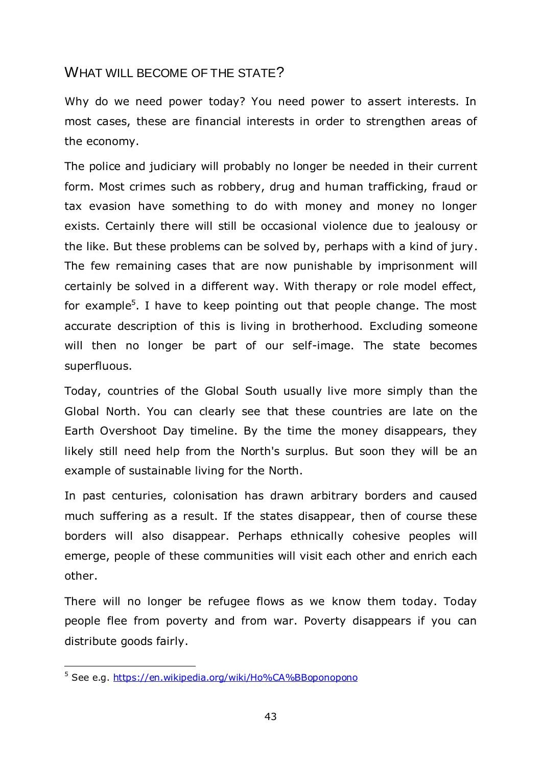## What will become of the state?

Why do we need power today? You need power to assert interests. In most cases, these are financial interests in order to strengthen areas of the economy.

The police and judiciary will probably no longer be needed in their current form. Most crimes such as robbery, drug and human trafficking, fraud or tax evasion have something to do with money and money no longer exists. Certainly there will still be occasional violence due to jealousy or the like. But these problems can be solved by, perhaps with a kind of jury. The few remaining cases that are now punishable by imprisonment will certainly be solved in a different way. With therapy or role model effect, for example[5]. I have to keep pointing out that people change. The most accurate description of this is living in brotherhood. Excluding someone will then no longer be part of our self-image. The state becomes superfluous.

Today, countries of the Global South usually live more simply than the Global North. You can clearly see that these countries are late on the Earth Overshoot Day timeline. By the time the money disappears, they likely still need help from the North's surplus. But soon they will be an example of sustainable living for the North.

In past centuries, colonisation has drawn arbitrary borders and caused much suffering as a result. If the states disappear, then of course these borders will also disappear. Perhaps ethnically cohesive peoples will emerge, people of these communities will visit each other and enrich each other.

There will no longer be refugee flows as we know them today. Today people flee from poverty and from war. Poverty disappears if you can distribute goods fairly.

---

[5] See e.g. https://en.wikipedia.org/wiki/Ho%CA%BBoponopono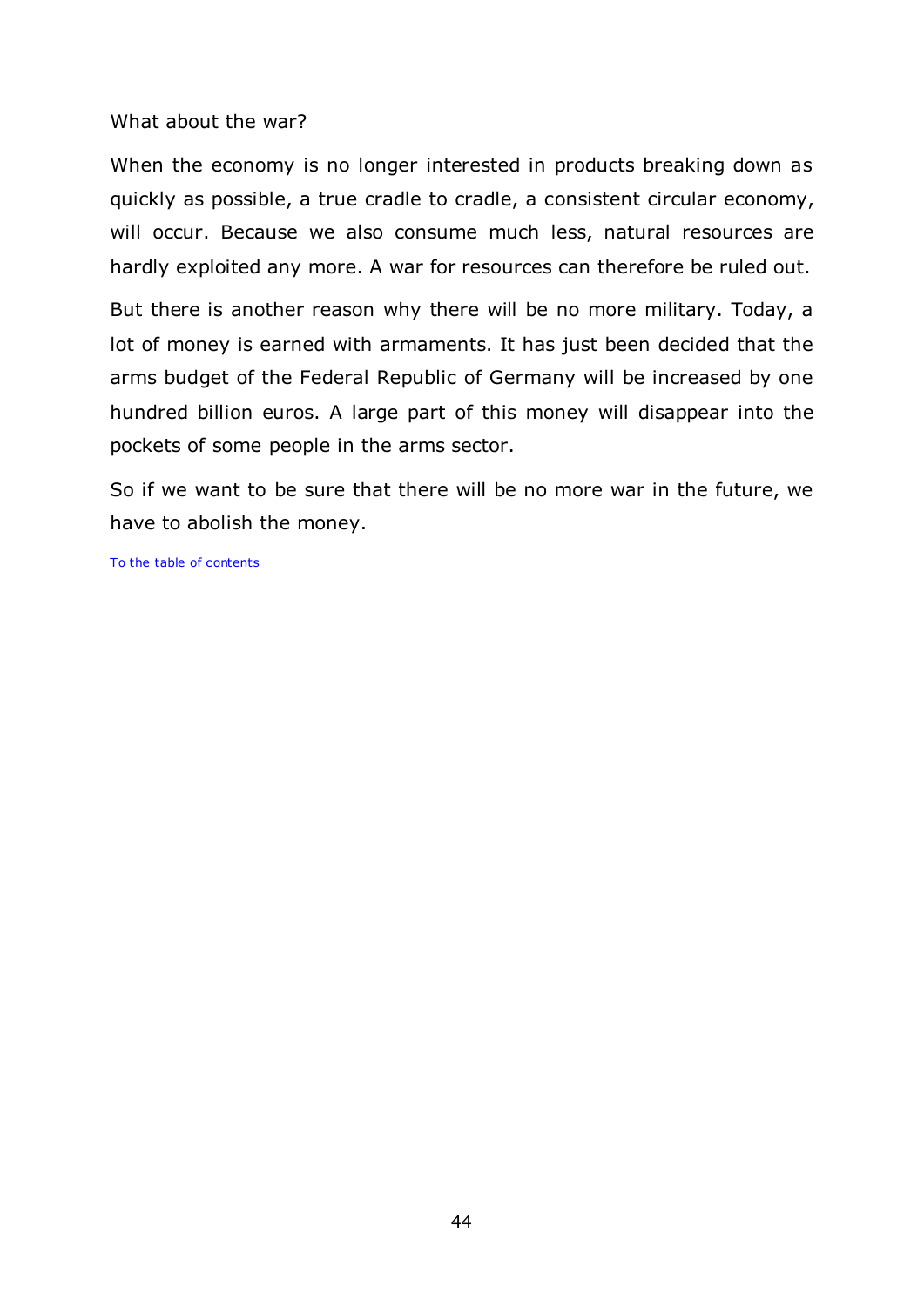What about the war?

When the economy is no longer interested in products breaking down as quickly as possible, a true cradle to cradle, a consistent circular economy, will occur. Because we also consume much less, natural resources are hardly exploited any more. A war for resources can therefore be ruled out.

But there is another reason why there will be no more military. Today, a lot of money is earned with armaments. It has just been decided that the arms budget of the Federal Republic of Germany will be increased by one hundred billion euros. A large part of this money will disappear into the pockets of some people in the arms sector.

So if we want to be sure that there will be no more war in the future, we have to abolish the money.

To the table of contents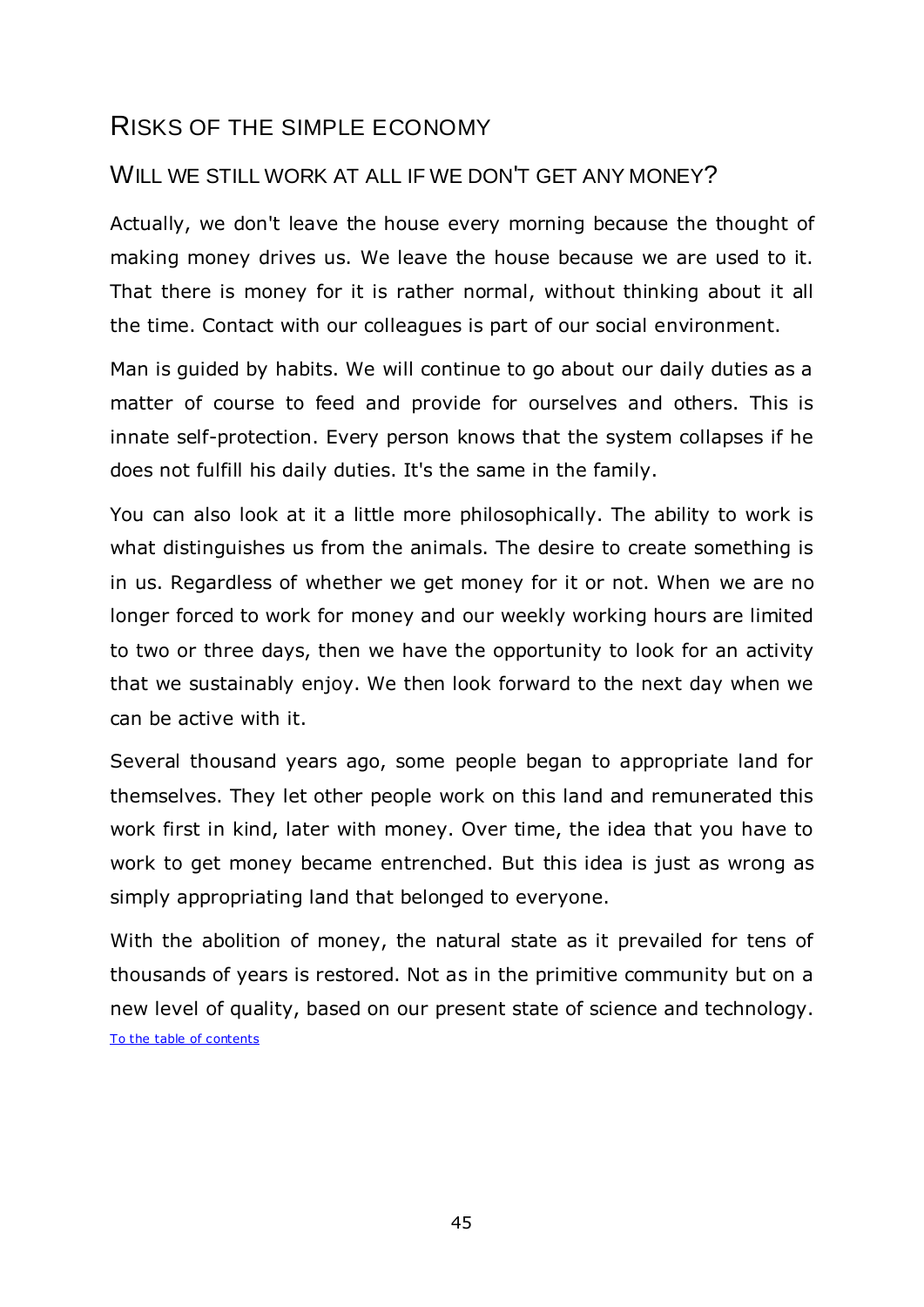# Risks of the simple economy

## Will we still work at all if we don't get any money?

Actually, we don't leave the house every morning because the thought of making money drives us. We leave the house because we are used to it. That there is money for it is rather normal, without thinking about it all the time. Contact with our colleagues is part of our social environment.

Man is guided by habits. We will continue to go about our daily duties as a matter of course to feed and provide for ourselves and others. This is innate self-protection. Every person knows that the system collapses if he does not fulfill his daily duties. It's the same in the family.

You can also look at it a little more philosophically. The ability to work is what distinguishes us from the animals. The desire to create something is in us. Regardless of whether we get money for it or not. When we are no longer forced to work for money and our weekly working hours are limited to two or three days, then we have the opportunity to look for an activity that we sustainably enjoy. We then look forward to the next day when we can be active with it.

Several thousand years ago, some people began to appropriate land for themselves. They let other people work on this land and remunerated this work first in kind, later with money. Over time, the idea that you have to work to get money became entrenched. But this idea is just as wrong as simply appropriating land that belonged to everyone.

With the abolition of money, the natural state as it prevailed for tens of thousands of years is restored. Not as in the primitive community but on a new level of quality, based on our present state of science and technology.

To the table of contents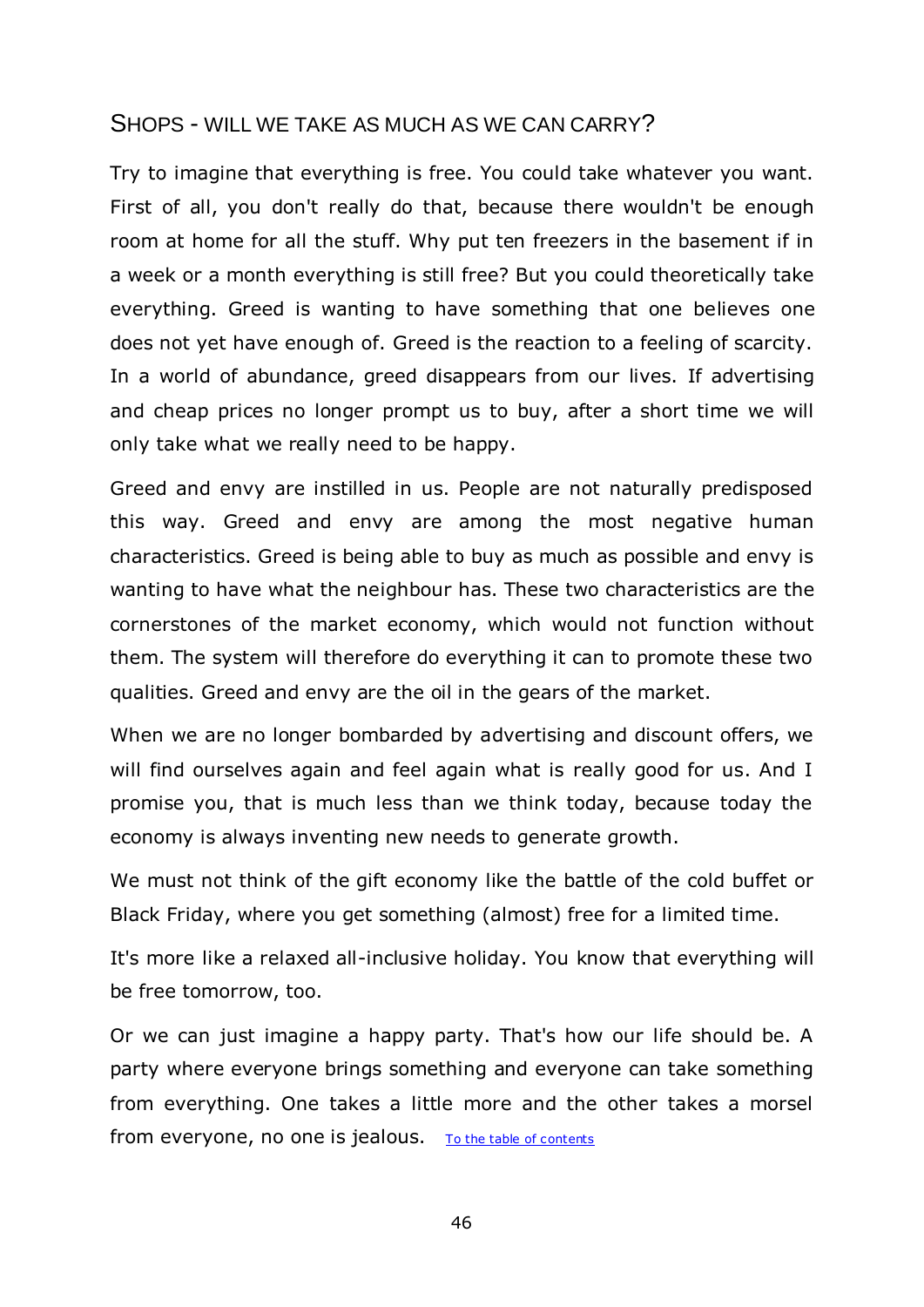## SHOPS - WILL WE TAKE AS MUCH AS WE CAN CARRY?

Try to imagine that everything is free. You could take whatever you want. First of all, you don't really do that, because there wouldn't be enough room at home for all the stuff. Why put ten freezers in the basement if in a week or a month everything is still free? But you could theoretically take everything. Greed is wanting to have something that one believes one does not yet have enough of. Greed is the reaction to a feeling of scarcity. In a world of abundance, greed disappears from our lives. If advertising and cheap prices no longer prompt us to buy, after a short time we will only take what we really need to be happy.

Greed and envy are instilled in us. People are not naturally predisposed this way. Greed and envy are among the most negative human characteristics. Greed is being able to buy as much as possible and envy is wanting to have what the neighbour has. These two characteristics are the cornerstones of the market economy, which would not function without them. The system will therefore do everything it can to promote these two qualities. Greed and envy are the oil in the gears of the market.

When we are no longer bombarded by advertising and discount offers, we will find ourselves again and feel again what is really good for us. And I promise you, that is much less than we think today, because today the economy is always inventing new needs to generate growth.

We must not think of the gift economy like the battle of the cold buffet or Black Friday, where you get something (almost) free for a limited time.

It's more like a relaxed all-inclusive holiday. You know that everything will be free tomorrow, too.

Or we can just imagine a happy party. That's how our life should be. A party where everyone brings something and everyone can take something from everything. One takes a little more and the other takes a morsel from everyone, no one is jealous. To the table of contents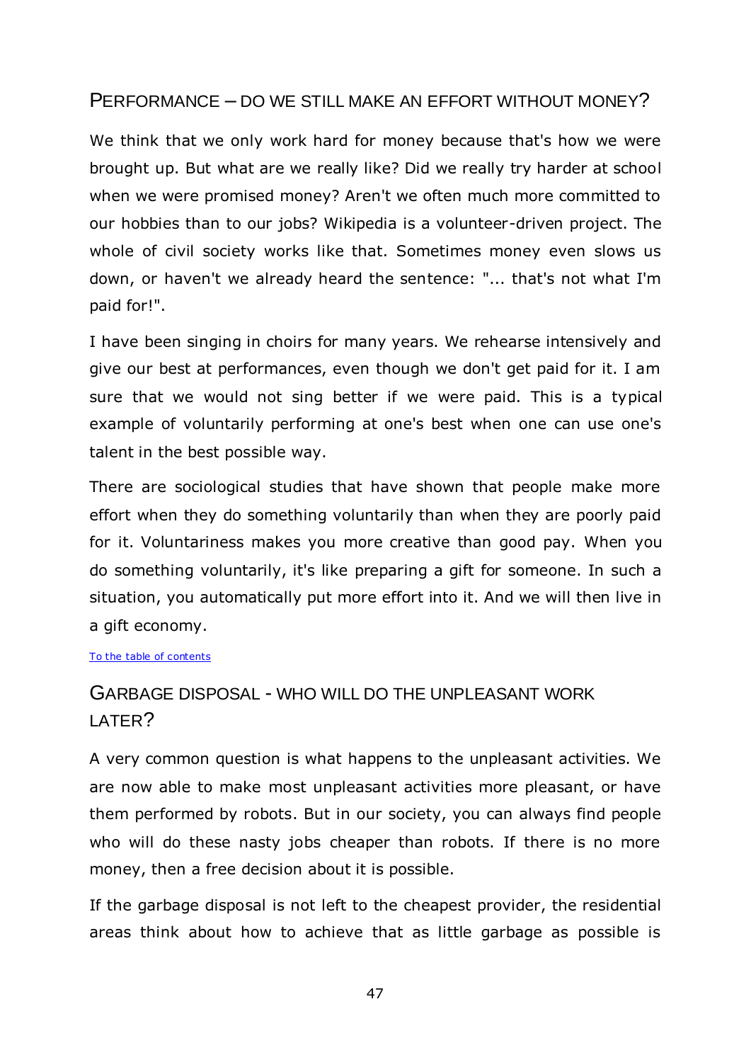## Performance – Do we still make an effort without money?

We think that we only work hard for money because that's how we were brought up. But what are we really like? Did we really try harder at school when we were promised money? Aren't we often much more committed to our hobbies than to our jobs? Wikipedia is a volunteer-driven project. The whole of civil society works like that. Sometimes money even slows us down, or haven't we already heard the sentence: "... that's not what I'm paid for!".

I have been singing in choirs for many years. We rehearse intensively and give our best at performances, even though we don't get paid for it. I am sure that we would not sing better if we were paid. This is a typical example of voluntarily performing at one's best when one can use one's talent in the best possible way.

There are sociological studies that have shown that people make more effort when they do something voluntarily than when they are poorly paid for it. Voluntariness makes you more creative than good pay. When you do something voluntarily, it's like preparing a gift for someone. In such a situation, you automatically put more effort into it. And we will then live in a gift economy.

To the table of contents

## Garbage disposal - Who will do the unpleasant work later?

A very common question is what happens to the unpleasant activities. We are now able to make most unpleasant activities more pleasant, or have them performed by robots. But in our society, you can always find people who will do these nasty jobs cheaper than robots. If there is no more money, then a free decision about it is possible.

If the garbage disposal is not left to the cheapest provider, the residential areas think about how to achieve that as little garbage as possible is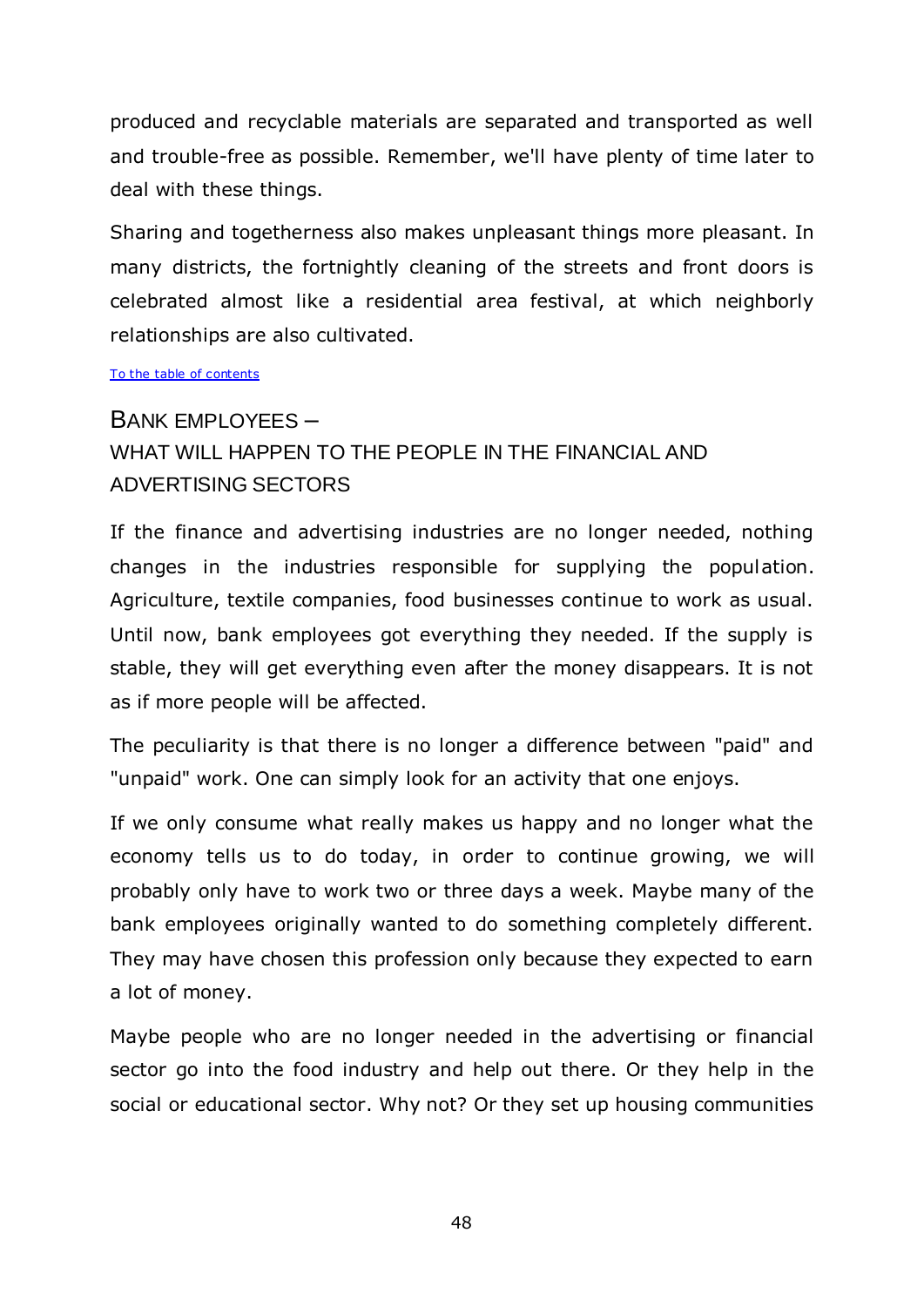produced and recyclable materials are separated and transported as well and trouble-free as possible. Remember, we'll have plenty of time later to deal with these things.

Sharing and togetherness also makes unpleasant things more pleasant. In many districts, the fortnightly cleaning of the streets and front doors is celebrated almost like a residential area festival, at which neighborly relationships are also cultivated.

[To the table of contents](#)

## BANK EMPLOYEES – WHAT WILL HAPPEN TO THE PEOPLE IN THE FINANCIAL AND ADVERTISING SECTORS

If the finance and advertising industries are no longer needed, nothing changes in the industries responsible for supplying the population. Agriculture, textile companies, food businesses continue to work as usual. Until now, bank employees got everything they needed. If the supply is stable, they will get everything even after the money disappears. It is not as if more people will be affected.

The peculiarity is that there is no longer a difference between "paid" and "unpaid" work. One can simply look for an activity that one enjoys.

If we only consume what really makes us happy and no longer what the economy tells us to do today, in order to continue growing, we will probably only have to work two or three days a week. Maybe many of the bank employees originally wanted to do something completely different. They may have chosen this profession only because they expected to earn a lot of money.

Maybe people who are no longer needed in the advertising or financial sector go into the food industry and help out there. Or they help in the social or educational sector. Why not? Or they set up housing communities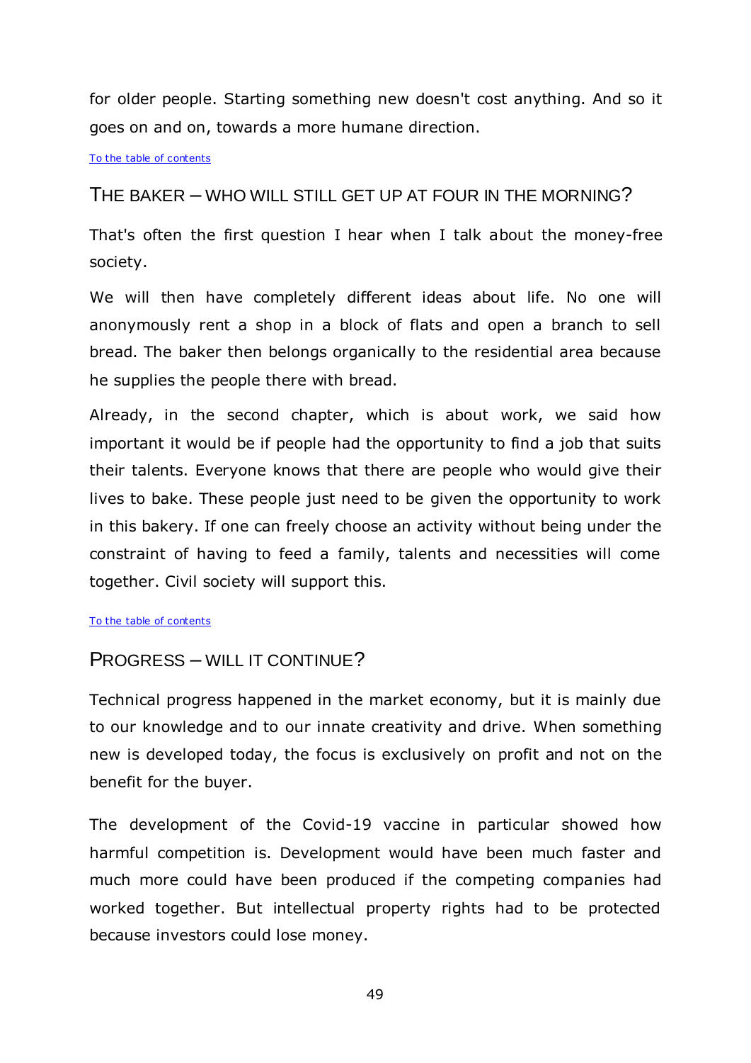for older people. Starting something new doesn't cost anything. And so it goes on and on, towards a more humane direction.

To the table of contents

## THE BAKER – WHO WILL STILL GET UP AT FOUR IN THE MORNING?

That's often the first question I hear when I talk about the money-free society.

We will then have completely different ideas about life. No one will anonymously rent a shop in a block of flats and open a branch to sell bread. The baker then belongs organically to the residential area because he supplies the people there with bread.

Already, in the second chapter, which is about work, we said how important it would be if people had the opportunity to find a job that suits their talents. Everyone knows that there are people who would give their lives to bake. These people just need to be given the opportunity to work in this bakery. If one can freely choose an activity without being under the constraint of having to feed a family, talents and necessities will come together. Civil society will support this.

To the table of contents

## PROGRESS – WILL IT CONTINUE?

Technical progress happened in the market economy, but it is mainly due to our knowledge and to our innate creativity and drive. When something new is developed today, the focus is exclusively on profit and not on the benefit for the buyer.

The development of the Covid-19 vaccine in particular showed how harmful competition is. Development would have been much faster and much more could have been produced if the competing companies had worked together. But intellectual property rights had to be protected because investors could lose money.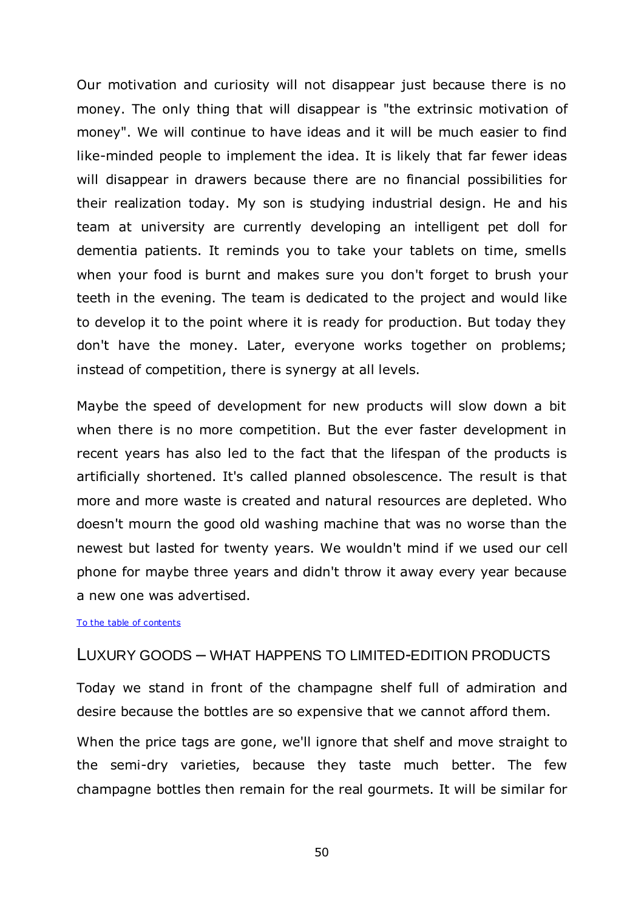Our motivation and curiosity will not disappear just because there is no money. The only thing that will disappear is "the extrinsic motivation of money". We will continue to have ideas and it will be much easier to find like-minded people to implement the idea. It is likely that far fewer ideas will disappear in drawers because there are no financial possibilities for their realization today. My son is studying industrial design. He and his team at university are currently developing an intelligent pet doll for dementia patients. It reminds you to take your tablets on time, smells when your food is burnt and makes sure you don't forget to brush your teeth in the evening. The team is dedicated to the project and would like to develop it to the point where it is ready for production. But today they don't have the money. Later, everyone works together on problems; instead of competition, there is synergy at all levels.

Maybe the speed of development for new products will slow down a bit when there is no more competition. But the ever faster development in recent years has also led to the fact that the lifespan of the products is artificially shortened. It's called planned obsolescence. The result is that more and more waste is created and natural resources are depleted. Who doesn't mourn the good old washing machine that was no worse than the newest but lasted for twenty years. We wouldn't mind if we used our cell phone for maybe three years and didn't throw it away every year because a new one was advertised.

To the table of contents

## Luxury goods – what happens to limited-edition products

Today we stand in front of the champagne shelf full of admiration and desire because the bottles are so expensive that we cannot afford them.

When the price tags are gone, we'll ignore that shelf and move straight to the semi-dry varieties, because they taste much better. The few champagne bottles then remain for the real gourmets. It will be similar for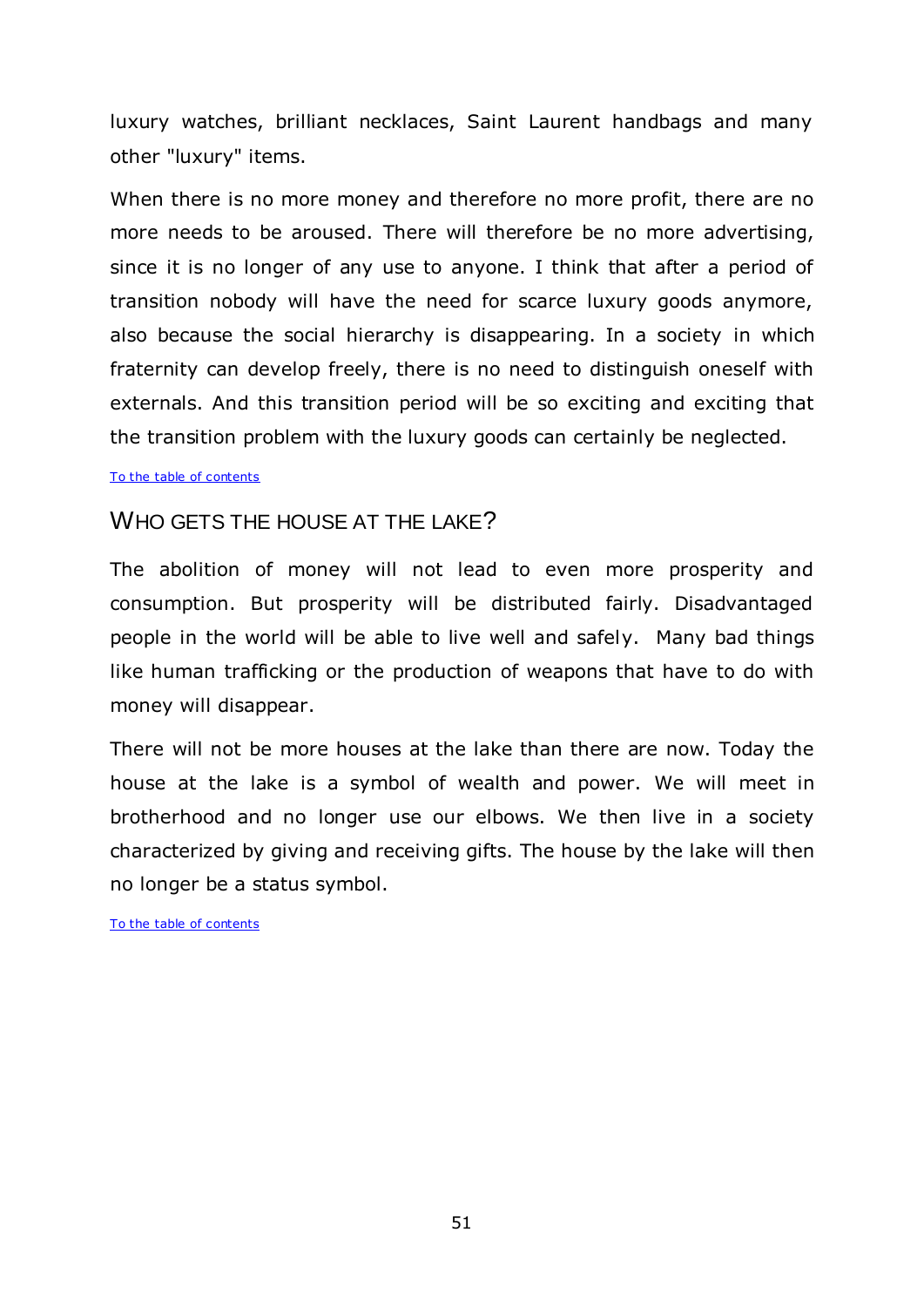luxury watches, brilliant necklaces, Saint Laurent handbags and many other "luxury" items.

When there is no more money and therefore no more profit, there are no more needs to be aroused. There will therefore be no more advertising, since it is no longer of any use to anyone. I think that after a period of transition nobody will have the need for scarce luxury goods anymore, also because the social hierarchy is disappearing. In a society in which fraternity can develop freely, there is no need to distinguish oneself with externals. And this transition period will be so exciting and exciting that the transition problem with the luxury goods can certainly be neglected.

To the table of contents

## WHO GETS THE HOUSE AT THE LAKE?

The abolition of money will not lead to even more prosperity and consumption. But prosperity will be distributed fairly. Disadvantaged people in the world will be able to live well and safely. Many bad things like human trafficking or the production of weapons that have to do with money will disappear.

There will not be more houses at the lake than there are now. Today the house at the lake is a symbol of wealth and power. We will meet in brotherhood and no longer use our elbows. We then live in a society characterized by giving and receiving gifts. The house by the lake will then no longer be a status symbol.

To the table of contents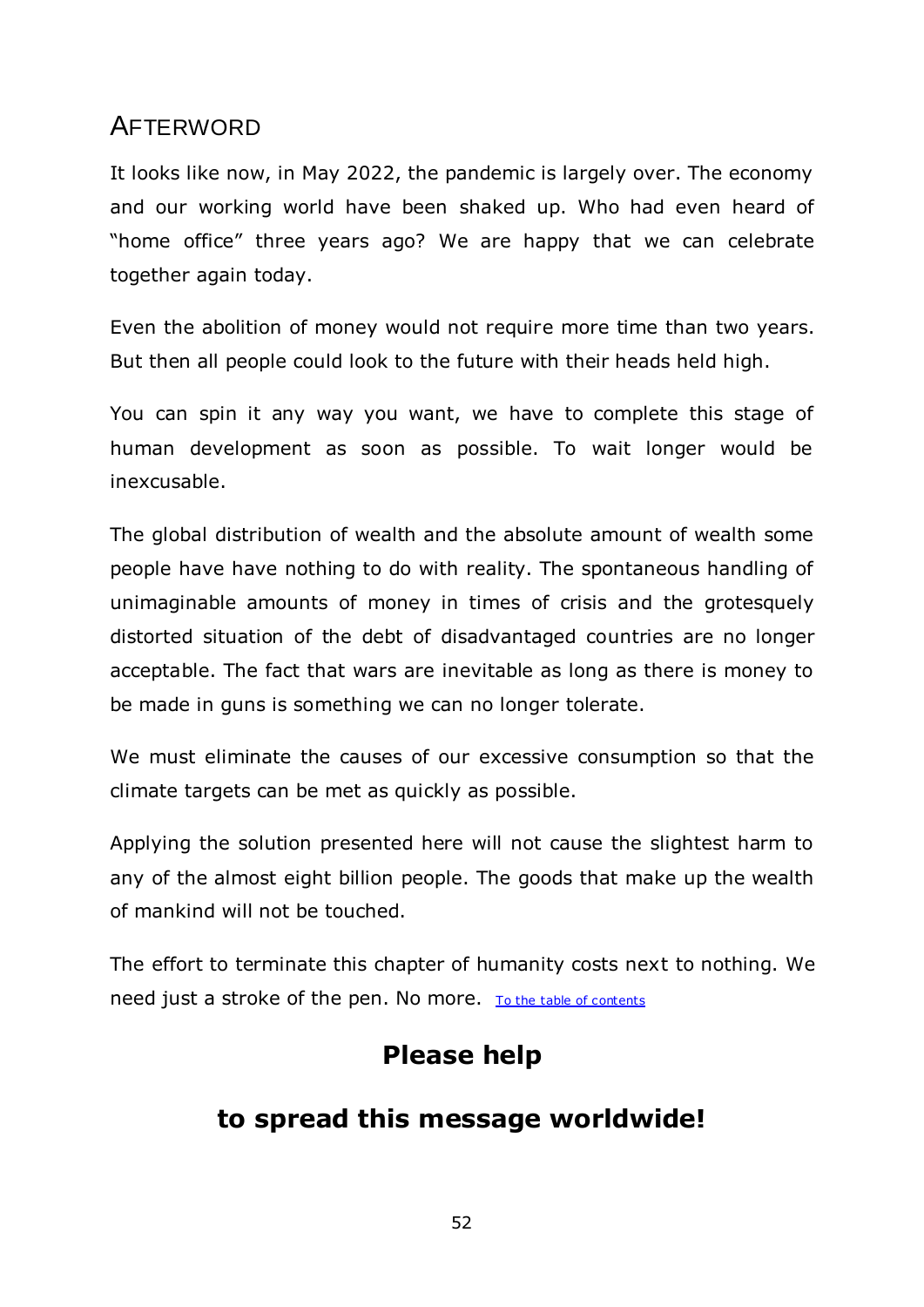## AFTERWORD

It looks like now, in May 2022, the pandemic is largely over. The economy and our working world have been shaked up. Who had even heard of "home office" three years ago? We are happy that we can celebrate together again today.

Even the abolition of money would not require more time than two years. But then all people could look to the future with their heads held high.

You can spin it any way you want, we have to complete this stage of human development as soon as possible. To wait longer would be inexcusable.

The global distribution of wealth and the absolute amount of wealth some people have have nothing to do with reality. The spontaneous handling of unimaginable amounts of money in times of crisis and the grotesquely distorted situation of the debt of disadvantaged countries are no longer acceptable. The fact that wars are inevitable as long as there is money to be made in guns is something we can no longer tolerate.

We must eliminate the causes of our excessive consumption so that the climate targets can be met as quickly as possible.

Applying the solution presented here will not cause the slightest harm to any of the almost eight billion people. The goods that make up the wealth of mankind will not be touched.

The effort to terminate this chapter of humanity costs next to nothing. We need just a stroke of the pen. No more. To the table of contents

**Please help**

**to spread this message worldwide!**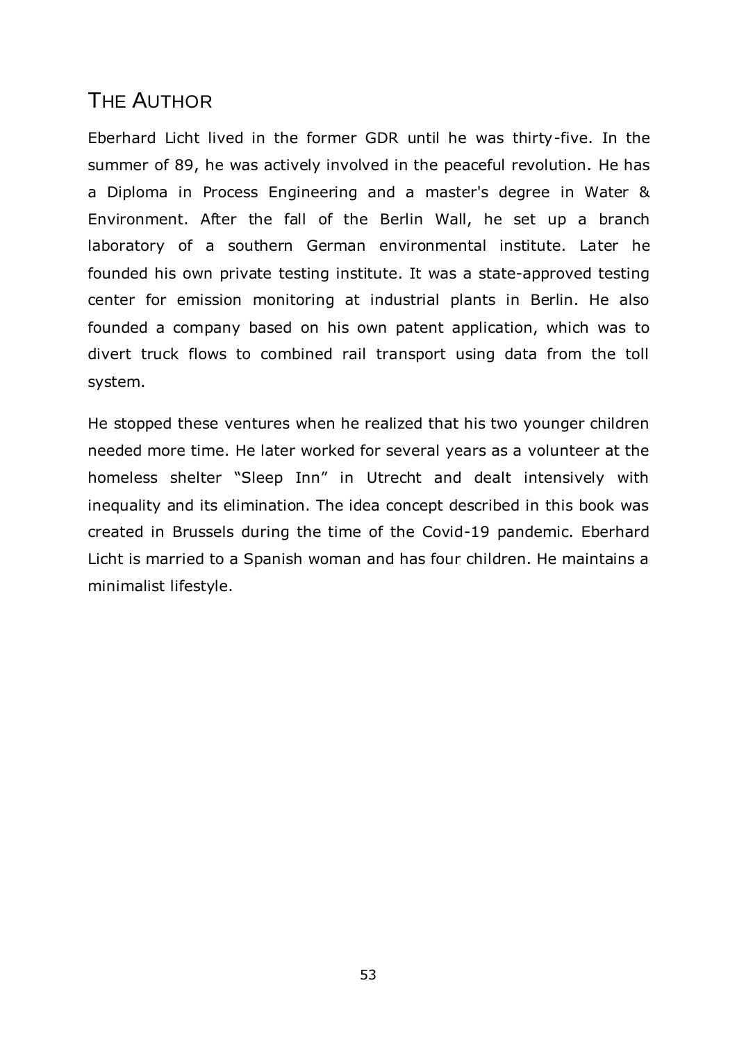## THE AUTHOR

Eberhard Licht lived in the former GDR until he was thirty-five. In the summer of 89, he was actively involved in the peaceful revolution. He has a Diploma in Process Engineering and a master's degree in Water & Environment. After the fall of the Berlin Wall, he set up a branch laboratory of a southern German environmental institute. Later he founded his own private testing institute. It was a state-approved testing center for emission monitoring at industrial plants in Berlin. He also founded a company based on his own patent application, which was to divert truck flows to combined rail transport using data from the toll system.

He stopped these ventures when he realized that his two younger children needed more time. He later worked for several years as a volunteer at the homeless shelter "Sleep Inn" in Utrecht and dealt intensively with inequality and its elimination. The idea concept described in this book was created in Brussels during the time of the Covid-19 pandemic. Eberhard Licht is married to a Spanish woman and has four children. He maintains a minimalist lifestyle.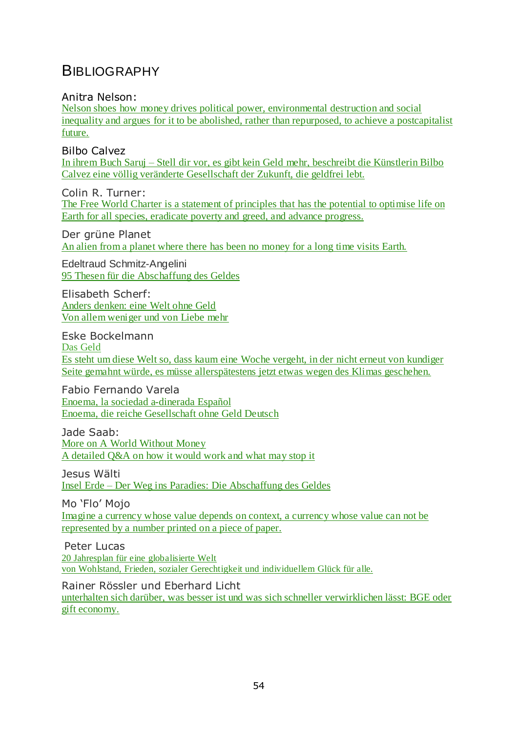# Bibliography

Anitra Nelson:
Nelson shoes how money drives political power, environmental destruction and social inequality and argues for it to be abolished, rather than repurposed, to achieve a postcapitalist future.

Bilbo Calvez
In ihrem Buch Saruj – Stell dir vor, es gibt kein Geld mehr, beschreibt die Künstlerin Bilbo Calvez eine völlig veränderte Gesellschaft der Zukunft, die geldfrei lebt.

Colin R. Turner:
The Free World Charter is a statement of principles that has the potential to optimise life on Earth for all species, eradicate poverty and greed, and advance progress.

Der grüne Planet
An alien from a planet where there has been no money for a long time visits Earth.

Edeltraud Schmitz-Angelini
95 Thesen für die Abschaffung des Geldes

Elisabeth Scherf:
Anders denken: eine Welt ohne Geld
Von allem weniger und von Liebe mehr

Eske Bockelmann
Das Geld
Es steht um diese Welt so, dass kaum eine Woche vergeht, in der nicht erneut von kundiger Seite gemahnt würde, es müsse allerspätestens jetzt etwas wegen des Klimas geschehen.

Fabio Fernando Varela
Enoema, la sociedad a-dinerada Español
Enoema, die reiche Gesellschaft ohne Geld Deutsch

Jade Saab:
More on A World Without Money
A detailed Q&A on how it would work and what may stop it

Jesus Wälti
Insel Erde – Der Weg ins Paradies: Die Abschaffung des Geldes

Mo 'Flo' Mojo
Imagine a currency whose value depends on context, a currency whose value can not be represented by a number printed on a piece of paper.

Peter Lucas
20 Jahresplan für eine globalisierte Welt
von Wohlstand, Frieden, sozialer Gerechtigkeit und individuellem Glück für alle.

Rainer Rössler und Eberhard Licht
unterhalten sich darüber, was besser ist und was sich schneller verwirklichen lässt: BGE oder gift economy.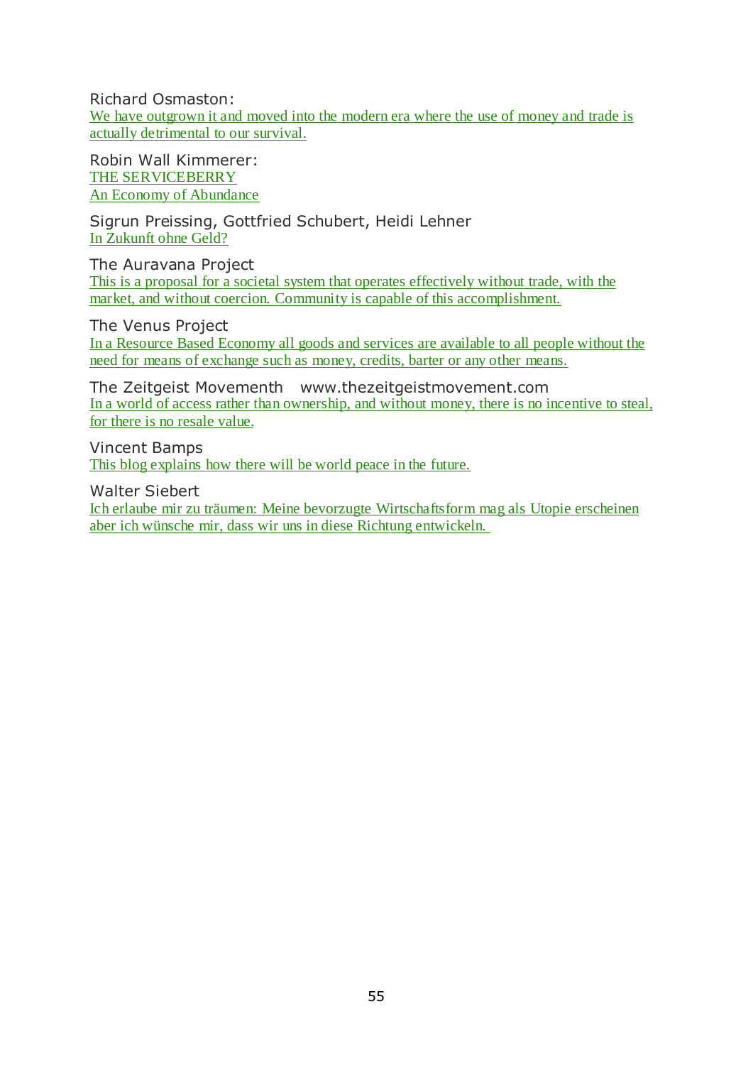Richard Osmaston:
We have outgrown it and moved into the modern era where the use of money and trade is actually detrimental to our survival.

Robin Wall Kimmerer:
THE SERVICEBERRY
An Economy of Abundance

Sigrun Preissing, Gottfried Schubert, Heidi Lehner
In Zukunft ohne Geld?

The Auravana Project
This is a proposal for a societal system that operates effectively without trade, with the market, and without coercion. Community is capable of this accomplishment.

The Venus Project
In a Resource Based Economy all goods and services are available to all people without the need for means of exchange such as money, credits, barter or any other means.

The Zeitgeist Movementh www.thezeitgeistmovement.com
In a world of access rather than ownership, and without money, there is no incentive to steal, for there is no resale value.

Vincent Bamps
This blog explains how there will be world peace in the future.

Walter Siebert
Ich erlaube mir zu träumen: Meine bevorzugte Wirtschaftsform mag als Utopie erscheinen aber ich wünsche mir, dass wir uns in diese Richtung entwickeln.